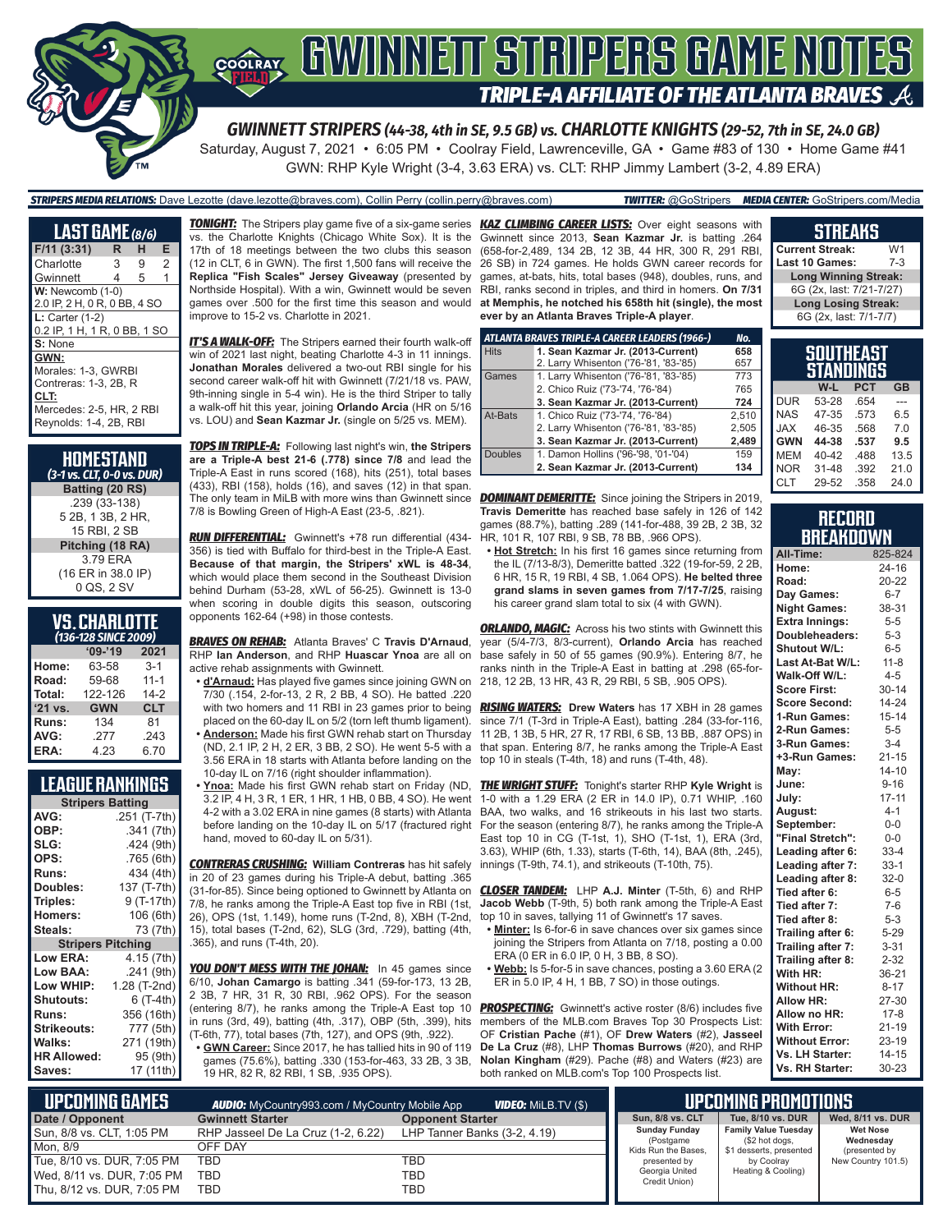# GWINNETT STRIPERS GAME NOTES

## TRIPLE-A AFFILIATE OF THE ATLANTA BRAVES

### GWINNETT STRIPERS (44-38, 4th in SE, 9.5 GB) vs. CHARLOTTE KNIGHTS (29-52, 7th in SE, 24.0 GB)

Saturday, August 7, 2021 • 6:05 PM • Coolray Field, Lawrenceville, GA • Game #83 of 130 • Home Game #41

GWN: RHP Kyle Wright (3-4, 3.63 ERA) vs. CLT: RHP Jimmy Lambert (3-2, 4.89 ERA)

**STRIPERS MEDIA RELATIONS:** Dave Lezotte (dave.lezotte@braves.com), Collin Perry (collin.perry@braves.com) **TWITTER:** @GoStripers **MEDIA CENTER:** GoStripers.com/Media

## LAST GAME (8/6)

| F/11 (3:31) | R | H | E |
|---|---|---|---|
| Charlotte | 3 | 9 | 2 |
| Gwinnett | 4 | 5 | 1 |

**W:** Newcomb (1-0)
2.0 IP, 2 H, 0 R, 0 BB, 4 SO

**L:** Carter (1-2)
0.2 IP, 1 H, 1 R, 0 BB, 1 SO

**S:** None

**GWN:**
Morales: 1-3, GWRBI
Contreras: 1-3, 2B, R

**CLT:**
Mercedes: 2-5, HR, 2 RBI
Reynolds: 1-4, 2B, RBI

## HOMESTAND
*(3-1 vs. CLT, 0-0 vs. DUR)*

**Batting (20 RS)**
.239 (33-138)
5 2B, 1 3B, 2 HR,
15 RBI, 2 SB

**Pitching (18 RA)**
3.79 ERA
(16 ER in 38.0 IP)
0 QS, 2 SV

## VS. CHARLOTTE
*(136-128 SINCE 2009)*

| | '09-'19 | 2021 |
|---|---|---|
| Home: | 63-58 | 3-1 |
| Road: | 59-68 | 11-1 |
| Total: | 122-126 | 14-2 |
| '21 vs. | GWN | CLT |
| Runs: | 134 | 81 |
| AVG: | .277 | .243 |
| ERA: | 4.23 | 6.70 |

## LEAGUE RANKINGS

| Stripers Batting | |
|---|---|
| AVG: | .251 (T-7th) |
| OBP: | .341 (7th) |
| SLG: | .424 (9th) |
| OPS: | .765 (6th) |
| Runs: | 434 (4th) |
| Doubles: | 137 (T-7th) |
| Triples: | 9 (T-17th) |
| Homers: | 106 (6th) |
| Steals: | 73 (7th) |
| **Stripers Pitching** | |
| Low ERA: | 4.15 (7th) |
| Low BAA: | .241 (9th) |
| Low WHIP: | 1.28 (T-2nd) |
| Shutouts: | 6 (T-4th) |
| Runs: | 356 (16th) |
| Strikeouts: | 777 (5th) |
| Walks: | 271 (19th) |
| HR Allowed: | 95 (9th) |
| Saves: | 17 (11th) |

**TONIGHT:** The Stripers play game five of a six-game series vs. the Charlotte Knights (Chicago White Sox). It is the 17th of 18 meetings between the two clubs this season (12 in CLT, 6 in GWN). The first 1,500 fans will receive the **Replica "Fish Scales" Jersey Giveaway** (presented by Northside Hospital). With a win, Gwinnett would be seven games over .500 for the first time this season and would improve to 15-2 vs. Charlotte in 2021.

**IT'S A WALK-OFF:** The Stripers earned their fourth walk-off win of 2021 last night, beating Charlotte 4-3 in 11 innings. **Jonathan Morales** delivered a two-out RBI single for his second career walk-off hit with Gwinnett (7/21/18 vs. PAW, 9th-inning single in 5-4 win). He is the third Striper to tally a walk-off hit this year, joining **Orlando Arcia** (HR on 5/16 vs. LOU) and **Sean Kazmar Jr.** (single on 5/25 vs. MEM).

**TOPS IN TRIPLE-A:** Following last night's win, **the Stripers are a Triple-A best 21-6 (.778) since 7/8** and lead the Triple-A East in runs scored (168), hits (251), total bases (433), RBI (158), holds (16), and saves (12) in that span. The only team in MiLB with more wins than Gwinnett since 7/8 is Bowling Green of High-A East (23-5, .821).

**RUN DIFFERENTIAL:** Gwinnett's +78 run differential (434-356) is tied with Buffalo for third-best in the Triple-A East. **Because of that margin, the Stripers' xWL is 48-34**, which would place them second in the Southeast Division behind Durham (53-28, xWL of 56-25). Gwinnett is 13-0 when scoring in double digits this season, outscoring opponents 162-64 (+98) in those contests.

**BRAVES ON REHAB:** Atlanta Braves' C **Travis D'Arnaud**, RHP **Ian Anderson**, and RHP **Huascar Ynoa** are all on active rehab assignments with Gwinnett.

- **d'Arnaud:** Has played five games since joining GWN on 7/30 (.154, 2-for-13, 2 R, 2 BB, 4 SO). He batted .220 with two homers and 11 RBI in 23 games prior to being placed on the 60-day IL on 5/2 (torn left thumb ligament).
- **Anderson:** Made his first GWN rehab start on Thursday (ND, 2.1 IP, 2 H, 2 ER, 3 BB, 2 SO). He went 5-5 with a 3.56 ERA in 18 starts with Atlanta before landing on the 10-day IL on 7/16 (right shoulder inflammation).
- **Ynoa:** Made his first GWN rehab start on Friday (ND, 3.2 IP, 4 H, 3 R, 1 ER, 1 HR, 1 HB, 0 BB, 4 SO). He went 4-2 with a 3.02 ERA in nine games (8 starts) with Atlanta before landing on the 10-day IL on 5/17 (fractured right hand, moved to 60-day IL on 5/31).

**CONTRERAS CRUSHING:** **William Contreras** has hit safely in 20 of 23 games during his Triple-A debut, batting .365 (31-for-85). Since being optioned to Gwinnett by Atlanta on 7/8, he ranks among the Triple-A East top five in RBI (1st, 26), OPS (1st, 1.149), home runs (T-2nd, 8), XBH (T-2nd, 15), total bases (T-2nd, 62), SLG (3rd, .729), batting (4th, .365), and runs (T-4th, 20).

**YOU DON'T MESS WITH THE JOHAN:** In 45 games since 6/10, **Johan Camargo** is batting .341 (59-for-173, 13 2B, 2 3B, 7 HR, 31 R, 30 RBI, .962 OPS). For the season (entering 8/7), he ranks among the Triple-A East top 10 in runs (3rd, 49), batting (4th, .317), OBP (5th, .399), hits (T-6th, 77), total bases (7th, 127), and OPS (9th, .922).

- **GWN Career:** Since 2017, he has tallied hits in 90 of 119 games (75.6%), batting .330 (153-for-463, 33 2B, 3 3B, 19 HR, 82 R, 82 RBI, 1 SB, .935 OPS).

**KAZ CLIMBING CAREER LISTS:** Over eight seasons with Gwinnett since 2013, **Sean Kazmar Jr.** is batting .264 (658-for-2,489, 134 2B, 12 3B, 44 HR, 300 R, 291 RBI, 26 SB) in 724 games. He holds GWN career records for games, at-bats, hits, total bases (948), doubles, runs, and RBI, ranks second in triples, and third in homers. **On 7/31 at Memphis, he notched his 658th hit (single), the most ever by an Atlanta Braves Triple-A player**.

| ATLANTA BRAVES TRIPLE-A CAREER LEADERS (1966-) | | No. |
|---|---|---|
| Hits | **1. Sean Kazmar Jr. (2013-Current)** | **658** |
| | 2. Larry Whisenton ('76-'81, '83-'85) | 657 |
| Games | 1. Larry Whisenton ('76-'81, '83-'85) | 773 |
| | 2. Chico Ruiz ('73-'74, '76-'84) | 765 |
| | **3. Sean Kazmar Jr. (2013-Current)** | **724** |
| At-Bats | 1. Chico Ruiz ('73-'74, '76-'84) | 2,510 |
| | 2. Larry Whisenton ('76-'81, '83-'85) | 2,505 |
| | **3. Sean Kazmar Jr. (2013-Current)** | **2,489** |
| Doubles | 1. Damon Hollins ('96-'98, '01-'04) | 159 |
| | **2. Sean Kazmar Jr. (2013-Current)** | **134** |

**DOMINANT DEMERITTE:** Since joining the Stripers in 2019, **Travis Demeritte** has reached base safely in 126 of 142 games (88.7%), batting .289 (141-for-488, 39 2B, 2 3B, 32 HR, 101 R, 107 RBI, 9 SB, 78 BB, .966 OPS).

- **Hot Stretch:** In his first 16 games since returning from the IL (7/13-8/3), Demeritte batted .322 (19-for-59, 2 2B, 6 HR, 15 R, 19 RBI, 4 SB, 1.064 OPS). **He belted three grand slams in seven games from 7/17-7/25**, raising his career grand slam total to six (4 with GWN).

**ORLANDO, MAGIC:** Across his two stints with Gwinnett this year (5/4-7/3, 8/3-current), **Orlando Arcia** has reached base safely in 50 of 55 games (90.9%). Entering 8/7, he ranks ninth in the Triple-A East in batting at .298 (65-for-218, 12 2B, 13 HR, 43 R, 29 RBI, 5 SB, .905 OPS).

**RISING WATERS:** **Drew Waters** has 17 XBH in 28 games since 7/1 (T-3rd in Triple-A East), batting .284 (33-for-116, 11 2B, 1 3B, 5 HR, 27 R, 17 RBI, 6 SB, 13 BB, .887 OPS) in that span. Entering 8/7, he ranks among the Triple-A East top 10 in steals (T-4th, 18) and runs (T-4th, 48).

**THE WRIGHT STUFF:** Tonight's starter RHP **Kyle Wright** is 1-0 with a 1.29 ERA (2 ER in 14.0 IP), 0.71 WHIP, .160 BAA, two walks, and 16 strikeouts in his last two starts. For the season (entering 8/7), he ranks among the Triple-A East top 10 in CG (T-1st, 1), SHO (T-1st, 1), ERA (3rd, 3.63), WHIP (6th, 1.33), starts (T-6th, 14), BAA (8th, .245), innings (T-9th, 74.1), and strikeouts (T-10th, 75).

**CLOSER TANDEM:** LHP **A.J. Minter** (T-5th, 6) and RHP **Jacob Webb** (T-9th, 5) both rank among the Triple-A East top 10 in saves, tallying 11 of Gwinnett's 17 saves.

- **Minter:** Is 6-for-6 in save chances over six games since joining the Stripers from Atlanta on 7/18, posting a 0.00 ERA (0 ER in 6.0 IP, 0 H, 3 BB, 8 SO).
- **Webb:** Is 5-for-5 in save chances, posting a 3.60 ERA (2 ER in 5.0 IP, 4 H, 1 BB, 7 SO) in those outings.

**PROSPECTING:** Gwinnett's active roster (8/6) includes five members of the MLB.com Braves Top 30 Prospects List: OF **Cristian Pache** (#1), OF **Drew Waters** (#2), **Jasseel De La Cruz** (#8), LHP **Thomas Burrows** (#20), and RHP **Nolan Kingham** (#29). Pache (#8) and Waters (#23) are both ranked on MLB.com's Top 100 Prospects List.

## STREAKS

| | |
|---|---|
| Current Streak: | W1 |
| Last 10 Games: | 7-3 |
| **Long Winning Streak:** | |
| 6G (2x, last: 7/21-7/27) | |
| **Long Losing Streak:** | |
| 6G (2x, last: 7/1-7/7) | |

## SOUTHEAST STANDINGS

| | W-L | PCT | GB |
|---|---|---|---|
| DUR | 53-28 | .654 | --- |
| NAS | 47-35 | .573 | 6.5 |
| JAX | 46-35 | .568 | 7.0 |
| **GWN** | **44-38** | **.537** | **9.5** |
| MEM | 40-42 | .488 | 13.5 |
| NOR | 31-48 | .392 | 21.0 |
| CLT | 29-52 | .358 | 24.0 |

## RECORD BREAKDOWN

| | |
|---|---|
| All-Time: | 825-824 |
| Home: | 24-16 |
| Road: | 20-22 |
| Day Games: | 6-7 |
| Night Games: | 38-31 |
| Extra Innings: | 5-5 |
| Doubleheaders: | 5-3 |
| Shutout W/L: | 6-5 |
| Last At-Bat W/L: | 11-8 |
| Walk-Off W/L: | 4-5 |
| Score First: | 30-14 |
| Score Second: | 14-24 |
| 1-Run Games: | 15-14 |
| 2-Run Games: | 5-5 |
| 3-Run Games: | 3-4 |
| +3-Run Games: | 21-15 |
| May: | 14-10 |
| June: | 9-16 |
| July: | 17-11 |
| August: | 4-1 |
| September: | 0-0 |
| "Final Stretch": | 0-0 |
| Leading after 6: | 33-4 |
| Leading after 7: | 33-1 |
| Leading after 8: | 32-0 |
| Tied after 6: | 6-5 |
| Tied after 7: | 7-6 |
| Tied after 8: | 5-3 |
| Trailing after 6: | 5-29 |
| Trailing after 7: | 3-31 |
| Trailing after 8: | 2-32 |
| With HR: | 36-21 |
| Without HR: | 8-17 |
| Allow HR: | 27-30 |
| Allow no HR: | 17-8 |
| With Error: | 21-19 |
| Without Error: | 23-19 |
| Vs. LH Starter: | 14-15 |
| Vs. RH Starter: | 30-23 |

## UPCOMING GAMES

**AUDIO:** MyCountry993.com / MyCountry Mobile App **VIDEO:** MiLB.TV ($)

| Date / Opponent | Gwinnett Starter | Opponent Starter |
|---|---|---|
| Sun, 8/8 vs. CLT, 1:05 PM | RHP Jasseel De La Cruz (1-2, 6.22) | LHP Tanner Banks (3-2, 4.19) |
| Mon, 8/9 | OFF DAY | |
| Tue, 8/10 vs. DUR, 7:05 PM | TBD | TBD |
| Wed, 8/11 vs. DUR, 7:05 PM | TBD | TBD |
| Thu, 8/12 vs. DUR, 7:05 PM | TBD | TBD |

## UPCOMING PROMOTIONS

| Sun, 8/8 vs. CLT | Tue, 8/10 vs. DUR | Wed, 8/11 vs. DUR |
|---|---|---|
| **Sunday Funday** (Postgame Kids Run the Bases, presented by Georgia United Credit Union) | **Family Value Tuesday** ($2 hot dogs, $1 desserts, presented by Coolray Heating & Cooling) | **Wet Nose Wednesday** (presented by New Country 101.5) |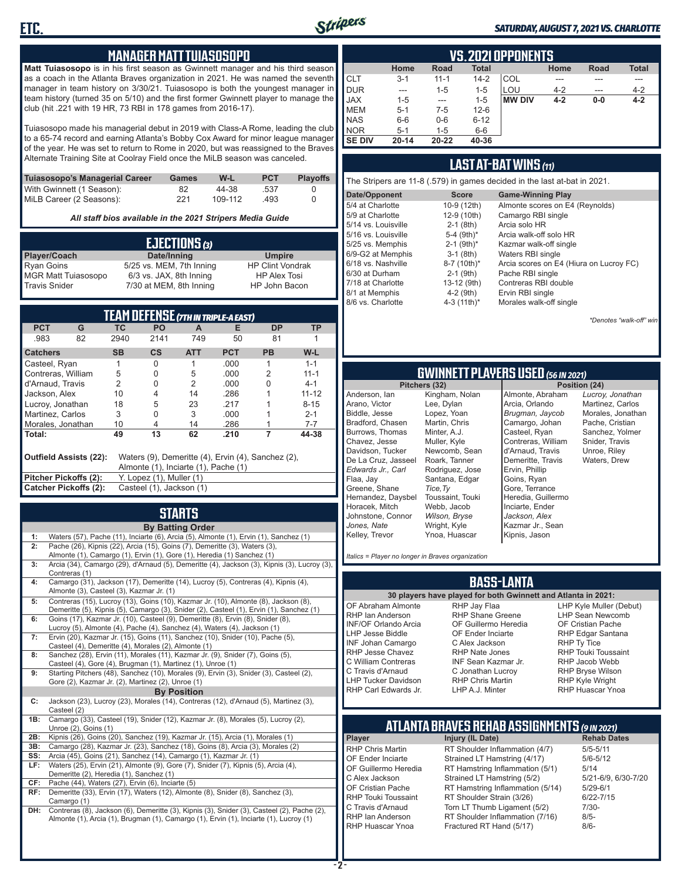## MANAGER MATT TUIASOSOPO

**Matt Tuiasosopo** is in his first season as Gwinnett manager and his third season as a coach in the Atlanta Braves organization in 2021. He was named the seventh manager in team history on 3/30/21. Tuiasosopo is both the youngest manager in team history (turned 35 on 5/10) and the first former Gwinnett player to manage the club (hit .221 with 19 HR, 73 RBI in 178 games from 2016-17).

Tuiasosopo made his managerial debut in 2019 with Class-A Rome, leading the club to a 65-74 record and earning Atlanta's Bobby Cox Award for minor league manager of the year. He was set to return to Rome in 2020, but was reassigned to the Braves Alternate Training Site at Coolray Field once the MiLB season was canceled.

| Tuiasosopo's Managerial Career | Games | W-L | PCT | Playoffs |
|---|---|---|---|---|
| With Gwinnett (1 Season): | 82 | 44-38 | .537 | 0 |
| MiLB Career (2 Seasons): | 221 | 109-112 | .493 | 0 |

*All staff bios available in the 2021 Stripers Media Guide*

## EJECTIONS (3)

| Player/Coach | Date/Inning | Umpire |
|---|---|---|
| Ryan Goins | 5/25 vs. MEM, 7th Inning | HP Clint Vondrak |
| MGR Matt Tuiasosopo | 6/3 vs. JAX, 8th Inning | HP Alex Tosi |
| Travis Snider | 7/30 at MEM, 8th Inning | HP John Bacon |

## TEAM DEFENSE (7TH IN TRIPLE-A EAST)

| PCT | G | TC | PO | A | E | DP | TP |
|---|---|---|---|---|---|---|---|
| .983 | 82 | 2940 | 2141 | 749 | 50 | 81 | 1 |

| Catchers | SB | CS | ATT | PCT | PB | W-L |
|---|---|---|---|---|---|---|
| Casteel, Ryan | 1 | 0 | 1 | .000 | 1 | 1-1 |
| Contreras, William | 5 | 0 | 5 | .000 | 2 | 11-1 |
| d'Arnaud, Travis | 2 | 0 | 2 | .000 | 0 | 4-1 |
| Jackson, Alex | 10 | 4 | 14 | .286 | 1 | 11-12 |
| Lucroy, Jonathan | 18 | 5 | 23 | .217 | 1 | 8-15 |
| Martinez, Carlos | 3 | 0 | 3 | .000 | 1 | 2-1 |
| Morales, Jonathan | 10 | 4 | 14 | .286 | 1 | 7-7 |
| **Total:** | **49** | **13** | **62** | **.210** | **7** | **44-38** |

**Outfield Assists (22):** Waters (9), Demeritte (4), Ervin (4), Sanchez (2), Almonte (1), Inciarte (1), Pache (1)

**Pitcher Pickoffs (2):** Y. Lopez (1), Muller (1)

**Catcher Pickoffs (2):** Casteel (1), Jackson (1)

## STARTS

**By Batting Order**

| | |
|---|---|
| 1: | Waters (57), Pache (11), Inciarte (6), Arcia (5), Almonte (1), Ervin (1), Sanchez (1) |
| 2: | Pache (26), Kipnis (22), Arcia (15), Goins (7), Demeritte (3), Waters (3), Almonte (1), Camargo (1), Ervin (1), Gore (1), Heredia (1) Sanchez (1) |
| 3: | Arcia (34), Camargo (29), d'Arnaud (5), Demeritte (4), Jackson (3), Kipnis (3), Lucroy (3), Contreras (1) |
| 4: | Camargo (31), Jackson (17), Demeritte (14), Lucroy (5), Contreras (4), Kipnis (4), Almonte (3), Casteel (3), Kazmar Jr. (1) |
| 5: | Contreras (15), Lucroy (13), Goins (10), Kazmar Jr. (10), Almonte (8), Jackson (8), Demeritte (5), Kipnis (5), Camargo (3), Snider (2), Casteel (1), Ervin (1), Sanchez (1) |
| 6: | Goins (17), Kazmar Jr. (10), Casteel (9), Demeritte (8), Ervin (8), Snider (8), Lucroy (5), Almonte (4), Pache (4), Sanchez (4), Waters (4), Jackson (1) |
| 7: | Ervin (20), Kazmar Jr. (15), Goins (11), Sanchez (10), Snider (10), Pache (5), Casteel (4), Demeritte (4), Morales (2), Almonte (1) |
| 8: | Sanchez (28), Ervin (11), Morales (11), Kazmar Jr. (9), Snider (7), Goins (5), Casteel (4), Gore (4), Brugman (1), Martinez (1), Unroe (1) |
| 9: | Starting Pitchers (48), Sanchez (10), Morales (9), Ervin (3), Snider (3), Casteel (2), Gore (2), Kazmar Jr. (2), Martinez (2), Unroe (1) |

**By Position**

| | |
|---|---|
| C: | Jackson (23), Lucroy (23), Morales (14), Contreras (12), d'Arnaud (5), Martinez (3), Casteel (2) |
| 1B: | Camargo (33), Casteel (19), Snider (12), Kazmar Jr. (8), Morales (5), Lucroy (2), Unroe (2), Goins (1) |
| 2B: | Kipnis (26), Goins (20), Sanchez (19), Kazmar Jr. (15), Arcia (1), Morales (1) |
| 3B: | Camargo (28), Kazmar Jr. (23), Sanchez (18), Goins (8), Arcia (3), Morales (2) |
| SS: | Arcia (45), Goins (21), Sanchez (14), Camargo (1), Kazmar Jr. (1) |
| LF: | Waters (25), Ervin (21), Almonte (9), Gore (7), Snider (7), Kipnis (5), Arcia (4), Demeritte (2), Heredia (1), Sanchez (1) |
| CF: | Pache (44), Waters (27), Ervin (6), Inciarte (5) |
| RF: | Demeritte (33), Ervin (17), Waters (12), Almonte (8), Snider (8), Sanchez (3), Camargo (1) |
| DH: | Contreras (8), Jackson (6), Demeritte (3), Kipnis (3), Snider (3), Casteel (2), Pache (2), Almonte (1), Arcia (1), Brugman (1), Camargo (1), Ervin (1), Inciarte (1), Lucroy (1) |

## VS. 2021 OPPONENTS

| | Home | Road | Total | | Home | Road | Total |
|---|---|---|---|---|---|---|---|
| CLT | 3-1 | 11-1 | 14-2 | COL | --- | --- | --- |
| DUR | --- | 1-5 | 1-5 | LOU | 4-2 | --- | 4-2 |
| JAX | 1-5 | --- | 1-5 | **MW DIV** | **4-2** | **0-0** | **4-2** |
| MEM | 5-1 | 7-5 | 12-6 | | | | |
| NAS | 6-6 | 0-6 | 6-12 | | | | |
| NOR | 5-1 | 1-5 | 6-6 | | | | |
| **SE DIV** | **20-14** | **20-22** | **40-36** | | | | |

## LAST AT-BAT WINS (11)

The Stripers are 11-8 (.579) in games decided in the last at-bat in 2021.

| Date/Opponent | Score | Game-Winning Play |
|---|---|---|
| 5/4 at Charlotte | 10-9 (12th) | Almonte scores on E4 (Reynolds) |
| 5/9 at Charlotte | 12-9 (10th) | Camargo RBI single |
| 5/14 vs. Louisville | 2-1 (8th) | Arcia solo HR |
| 5/16 vs. Louisville | 5-4 (9th)* | Arcia walk-off solo HR |
| 5/25 vs. Memphis | 2-1 (9th)* | Kazmar walk-off single |
| 6/9-G2 at Memphis | 3-1 (8th) | Waters RBI single |
| 6/18 vs. Nashville | 8-7 (10th)* | Arcia scores on E4 (Hiura on Lucroy FC) |
| 6/30 at Durham | 2-1 (9th) | Pache RBI single |
| 7/18 at Charlotte | 13-12 (9th) | Contreras RBI double |
| 8/1 at Memphis | 4-2 (9th) | Ervin RBI single |
| 8/6 vs. Charlotte | 4-3 (11th)* | Morales walk-off single |

*\*Denotes "walk-off" win*

## GWINNETT PLAYERS USED (56 IN 2021)

**Pitchers (32)**

Anderson, Ian
Arano, Victor
Biddle, Jesse
Bradford, Chasen
Burrows, Thomas
Chavez, Jesse
Davidson, Tucker
De La Cruz, Jasseel
*Edwards Jr., Carl*
Flaa, Jay
Greene, Shane
Hernandez, Daysbel
Horacek, Mitch
Johnstone, Connor
*Jones, Nate*
Kelley, Trevor
Kingham, Nolan
Lee, Dylan
Lopez, Yoan
Martin, Chris
Minter, A.J.
Muller, Kyle
Newcomb, Sean
Roark, Tanner
Rodriguez, Jose
Santana, Edgar
*Tice,Ty*
Toussaint, Touki
Webb, Jacob
*Wilson, Bryse*
Wright, Kyle
Ynoa, Huascar

**Position (24)**

Almonte, Abraham
Arcia, Orlando
*Brugman, Jaycob*
Camargo, Johan
Casteel, Ryan
Contreras, William
d'Arnaud, Travis
Demeritte, Travis
Ervin, Phillip
Goins, Ryan
Gore, Terrance
Heredia, Guillermo
Inciarte, Ender
*Jackson, Alex*
Kazmar Jr., Sean
Kipnis, Jason
*Lucroy, Jonathan*
Martinez, Carlos
Morales, Jonathan
Pache, Cristian
Sanchez, Yolmer
Snider, Travis
Unroe, Riley
Waters, Drew

*Italics = Player no longer in Braves organization*

## BASS-LANTA

**30 players have played for both Gwinnett and Atlanta in 2021:**

OF Abraham Almonte
RHP Ian Anderson
INF/OF Orlando Arcia
LHP Jesse Biddle
INF Johan Camargo
RHP Jesse Chavez
C William Contreras
C Travis d'Arnaud
LHP Tucker Davidson
RHP Carl Edwards Jr.
RHP Jay Flaa
RHP Shane Greene
OF Guillermo Heredia
OF Ender Inciarte
C Alex Jackson
RHP Nate Jones
INF Sean Kazmar Jr.
C Jonathan Lucroy
RHP Chris Martin
LHP A.J. Minter
LHP Kyle Muller (Debut)
LHP Sean Newcomb
OF Cristian Pache
RHP Edgar Santana
RHP Ty Tice
RHP Touki Toussaint
RHP Jacob Webb
RHP Bryse Wilson
RHP Kyle Wright
RHP Huascar Ynoa

## ATLANTA BRAVES REHAB ASSIGNMENTS (9 IN 2021)

| Player | Injury (IL Date) | Rehab Dates |
|---|---|---|
| RHP Chris Martin | RT Shoulder Inflammation (4/7) | 5/5-5/11 |
| OF Ender Inciarte | Strained LT Hamstring (4/17) | 5/6-5/12 |
| OF Guillermo Heredia | RT Hamstring Inflammation (5/1) | 5/14 |
| C Alex Jackson | Strained LT Hamstring (5/2) | 5/21-6/9, 6/30-7/20 |
| OF Cristian Pache | RT Hamstring Inflammation (5/14) | 5/29-6/1 |
| RHP Touki Toussaint | RT Shoulder Strain (3/26) | 6/22-7/15 |
| C Travis d'Arnaud | Torn LT Thumb Ligament (5/2) | 7/30- |
| RHP Ian Anderson | RT Shoulder Inflammation (7/16) | 8/5- |
| RHP Huascar Ynoa | Fractured RT Hand (5/17) | 8/6- |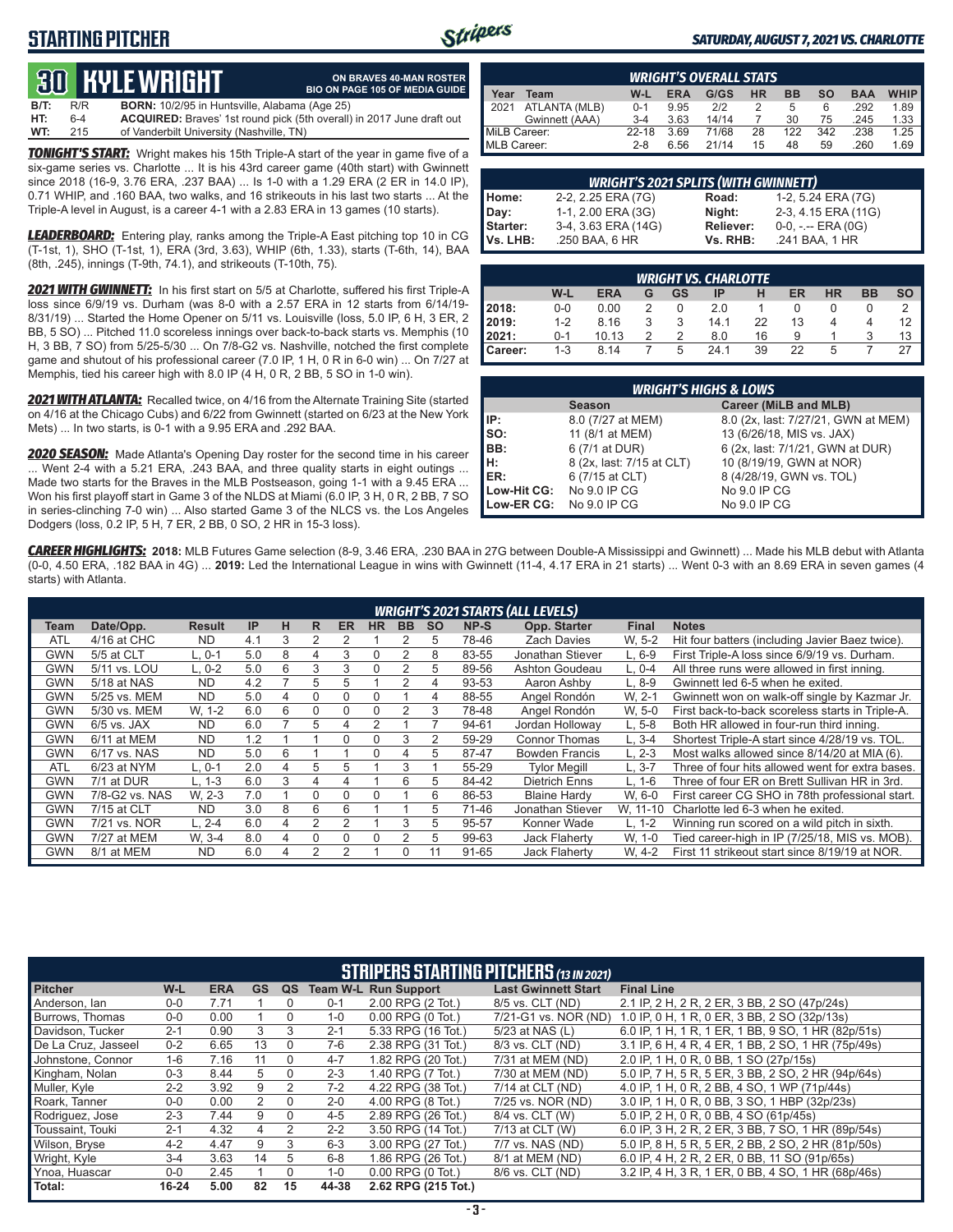## STARTING PITCHER

*SATURDAY, AUGUST 7, 2021 VS. CHARLOTTE*

# 30 KYLE WRIGHT

**ON BRAVES 40-MAN ROSTER**
**BIO ON PAGE 105 OF MEDIA GUIDE**

| | | | |
|---|---|---|---|
| **B/T:** | R/R | **BORN:** | 10/2/95 in Huntsville, Alabama (Age 25) |
| **HT:** | 6-4 | **ACQUIRED:** | Braves' 1st round pick (5th overall) in 2017 June draft out |
| **WT:** | 215 | | of Vanderbilt University (Nashville, TN) |

***TONIGHT'S START:*** Wright makes his 15th Triple-A start of the year in game five of a six-game series vs. Charlotte ... It is his 43rd career game (40th start) with Gwinnett since 2018 (16-9, 3.76 ERA, .237 BAA) ... Is 1-0 with a 1.29 ERA (2 ER in 14.0 IP), 0.71 WHIP, and .160 BAA, two walks, and 16 strikeouts in his last two starts ... At the Triple-A level in August, is a career 4-1 with a 2.83 ERA in 13 games (10 starts).

***LEADERBOARD:*** Entering play, ranks among the Triple-A East pitching top 10 in CG (T-1st, 1), SHO (T-1st, 1), ERA (3rd, 3.63), WHIP (6th, 1.33), starts (T-6th, 14), BAA (8th, .245), innings (T-9th, 74.1), and strikeouts (T-10th, 75).

***2021 WITH GWINNETT:*** In his first start on 5/5 at Charlotte, suffered his first Triple-A loss since 6/9/19 vs. Durham (was 8-0 with a 2.57 ERA in 12 starts from 6/14/19-8/31/19) ... Started the Home Opener on 5/11 vs. Louisville (loss, 5.0 IP, 6 H, 3 ER, 2 BB, 5 SO) ... Pitched 11.0 scoreless innings over back-to-back starts vs. Memphis (10 H, 3 BB, 7 SO) from 5/25-5/30 ... On 7/8-G2 vs. Nashville, notched the first complete game and shutout of his professional career (7.0 IP, 1 H, 0 R in 6-0 win) ... On 7/27 at Memphis, tied his career high with 8.0 IP (4 H, 0 R, 2 BB, 5 SO in 1-0 win).

***2021 WITH ATLANTA:*** Recalled twice, on 4/16 from the Alternate Training Site (started on 4/16 at the Chicago Cubs) and 6/22 from Gwinnett (started on 6/23 at the New York Mets) ... In two starts, is 0-1 with a 9.95 ERA and .292 BAA.

***2020 SEASON:*** Made Atlanta's Opening Day roster for the second time in his career ... Went 2-4 with a 5.21 ERA, .243 BAA, and three quality starts in eight outings ... Made two starts for the Braves in the MLB Postseason, going 1-1 with a 9.45 ERA ... Won his first playoff start in Game 3 of the NLDS at Miami (6.0 IP, 3 H, 0 R, 2 BB, 7 SO in series-clinching 7-0 win) ... Also started Game 3 of the NLCS vs. the Los Angeles Dodgers (loss, 0.2 IP, 5 H, 7 ER, 2 BB, 0 SO, 2 HR in 15-3 loss).

### WRIGHT'S OVERALL STATS

| Year | Team | W-L | ERA | G/GS | HR | BB | SO | BAA | WHIP |
|---|---|---|---|---|---|---|---|---|---|
| 2021 | ATLANTA (MLB) | 0-1 | 9.95 | 2/2 | 2 | 5 | 6 | .292 | 1.89 |
| | Gwinnett (AAA) | 3-4 | 3.63 | 14/14 | 7 | 30 | 75 | .245 | 1.33 |
| MiLB Career: | | 22-18 | 3.69 | 71/68 | 28 | 122 | 342 | .238 | 1.25 |
| MLB Career: | | 2-8 | 6.56 | 21/14 | 15 | 48 | 59 | .260 | 1.69 |

### WRIGHT'S 2021 SPLITS (WITH GWINNETT)

| | | | |
|---|---|---|---|
| **Home:** | 2-2, 2.25 ERA (7G) | **Road:** | 1-2, 5.24 ERA (7G) |
| **Day:** | 1-1, 2.00 ERA (3G) | **Night:** | 2-3, 4.15 ERA (11G) |
| **Starter:** | 3-4, 3.63 ERA (14G) | **Reliever:** | 0-0, -.-- ERA (0G) |
| **Vs. LHB:** | .250 BAA, 6 HR | **Vs. RHB:** | .241 BAA, 1 HR |

### WRIGHT VS. CHARLOTTE

| | W-L | ERA | G | GS | IP | H | ER | HR | BB | SO |
|---|---|---|---|---|---|---|---|---|---|---|
| **2018:** | 0-0 | 0.00 | 2 | 0 | 2.0 | 1 | 0 | 0 | 0 | 2 |
| **2019:** | 1-2 | 8.16 | 3 | 3 | 14.1 | 22 | 13 | 4 | 4 | 12 |
| **2021:** | 0-1 | 10.13 | 2 | 2 | 8.0 | 16 | 9 | 1 | 3 | 13 |
| **Career:** | 1-3 | 8.14 | 7 | 5 | 24.1 | 39 | 22 | 5 | 7 | 27 |

### WRIGHT'S HIGHS & LOWS

| | Season | Career (MiLB and MLB) |
|---|---|---|
| **IP:** | 8.0 (7/27 at MEM) | 8.0 (2x, last: 7/27/21, GWN at MEM) |
| **SO:** | 11 (8/1 at MEM) | 13 (6/26/18, MIS vs. JAX) |
| **BB:** | 6 (7/1 at DUR) | 6 (2x, last: 7/1/21, GWN at DUR) |
| **H:** | 8 (2x, last: 7/15 at CLT) | 10 (8/19/19, GWN at NOR) |
| **ER:** | 6 (7/15 at CLT) | 8 (4/28/19, GWN vs. TOL) |
| **Low-Hit CG:** | No 9.0 IP CG | No 9.0 IP CG |
| **Low-ER CG:** | No 9.0 IP CG | No 9.0 IP CG |

***CAREER HIGHLIGHTS:*** **2018:** MLB Futures Game selection (8-9, 3.46 ERA, .230 BAA in 27G between Double-A Mississippi and Gwinnett) ... Made his MLB debut with Atlanta (0-0, 4.50 ERA, .182 BAA in 4G) ... **2019:** Led the International League in wins with Gwinnett (11-4, 4.17 ERA in 21 starts) ... Went 0-3 with an 8.69 ERA in seven games (4 starts) with Atlanta.

### WRIGHT'S 2021 STARTS (ALL LEVELS)

| Team | Date/Opp. | Result | IP | H | R | ER | HR | BB | SO | NP-S | Opp. Starter | Final | Notes |
|---|---|---|---|---|---|---|---|---|---|---|---|---|---|
| ATL | 4/16 at CHC | ND | 4.1 | 3 | 2 | 2 | 1 | 2 | 5 | 78-46 | Zach Davies | W, 5-2 | Hit four batters (including Javier Baez twice). |
| GWN | 5/5 at CLT | L, 0-1 | 5.0 | 8 | 4 | 3 | 0 | 2 | 8 | 83-55 | Jonathan Stiever | L, 6-9 | First Triple-A loss since 6/9/19 vs. Durham. |
| GWN | 5/11 vs. LOU | L, 0-2 | 5.0 | 6 | 3 | 3 | 0 | 2 | 5 | 89-56 | Ashton Goudeau | L, 0-4 | All three runs were allowed in first inning. |
| GWN | 5/18 at NAS | ND | 4.2 | 7 | 5 | 5 | 1 | 2 | 4 | 93-53 | Aaron Ashby | L, 8-9 | Gwinnett led 6-5 when he exited. |
| GWN | 5/25 vs. MEM | ND | 5.0 | 4 | 0 | 0 | 0 | 1 | 4 | 88-55 | Angel Rondón | W, 2-1 | Gwinnett won on walk-off single by Kazmar Jr. |
| GWN | 5/30 vs. MEM | W, 1-2 | 6.0 | 6 | 0 | 0 | 0 | 2 | 3 | 78-48 | Angel Rondón | W, 5-0 | First back-to-back scoreless starts in Triple-A. |
| GWN | 6/5 vs. JAX | ND | 6.0 | 7 | 5 | 4 | 2 | 1 | 7 | 94-61 | Jordan Holloway | L, 5-8 | Both HR allowed in four-run third inning. |
| GWN | 6/11 at MEM | ND | 1.2 | 1 | 1 | 0 | 0 | 3 | 2 | 59-29 | Connor Thomas | L, 3-4 | Shortest Triple-A start since 4/28/19 vs. TOL. |
| GWN | 6/17 vs. NAS | ND | 5.0 | 6 | 1 | 1 | 0 | 4 | 5 | 87-47 | Bowden Francis | L, 2-3 | Most walks allowed since 8/14/20 at MIA (6). |
| ATL | 6/23 at NYM | L, 0-1 | 2.0 | 4 | 5 | 5 | 1 | 3 | 1 | 55-29 | Tylor Megill | L, 3-7 | Three of four hits allowed went for extra bases. |
| GWN | 7/1 at DUR | L, 1-3 | 6.0 | 3 | 4 | 4 | 1 | 6 | 5 | 84-42 | Dietrich Enns | L, 1-6 | Three of four ER on Brett Sullivan HR in 3rd. |
| GWN | 7/8-G2 vs. NAS | W, 2-3 | 7.0 | 1 | 0 | 0 | 0 | 1 | 6 | 86-53 | Blaine Hardy | W, 6-0 | First career CG SHO in 78th professional start. |
| GWN | 7/15 at CLT | ND | 3.0 | 8 | 6 | 6 | 1 | 1 | 5 | 71-46 | Jonathan Stiever | W, 11-10 | Charlotte led 6-3 when he exited. |
| GWN | 7/21 vs. NOR | L, 2-4 | 6.0 | 4 | 2 | 2 | 1 | 3 | 5 | 95-57 | Konner Wade | L, 1-2 | Winning run scored on a wild pitch in sixth. |
| GWN | 7/27 at MEM | W, 3-4 | 8.0 | 4 | 0 | 0 | 0 | 2 | 5 | 99-63 | Jack Flaherty | W, 1-0 | Tied career-high in IP (7/25/18, MIS vs. MOB). |
| GWN | 8/1 at MEM | ND | 6.0 | 4 | 2 | 2 | 1 | 0 | 11 | 91-65 | Jack Flaherty | W, 4-2 | First 11 strikeout start since 8/19/19 at NOR. |

### STRIPERS STARTING PITCHERS (13 IN 2021)

| Pitcher | W-L | ERA | GS | QS | Team W-L | Run Support | Last Gwinnett Start | Final Line |
|---|---|---|---|---|---|---|---|---|
| Anderson, Ian | 0-0 | 7.71 | 1 | 0 | 0-1 | 2.00 RPG (2 Tot.) | 8/5 vs. CLT (ND) | 2.1 IP, 2 H, 2 R, 2 ER, 3 BB, 2 SO (47p/24s) |
| Burrows, Thomas | 0-0 | 0.00 | 1 | 0 | 1-0 | 0.00 RPG (0 Tot.) | 7/21-G1 vs. NOR (ND) | 1.0 IP, 0 H, 1 R, 0 ER, 3 BB, 2 SO (32p/13s) |
| Davidson, Tucker | 2-1 | 0.90 | 3 | 3 | 2-1 | 5.33 RPG (16 Tot.) | 5/23 at NAS (L) | 6.0 IP, 1 H, 1 R, 1 ER, 1 BB, 9 SO, 1 HR (82p/51s) |
| De La Cruz, Jasseel | 0-2 | 6.65 | 13 | 0 | 7-6 | 2.38 RPG (31 Tot.) | 8/3 vs. CLT (ND) | 3.1 IP, 6 H, 4 R, 4 ER, 1 BB, 2 SO, 1 HR (75p/49s) |
| Johnstone, Connor | 1-6 | 7.16 | 11 | 0 | 4-7 | 1.82 RPG (20 Tot.) | 7/31 at MEM (ND) | 2.0 IP, 1 H, 0 R, 0 BB, 1 SO (27p/15s) |
| Kingham, Nolan | 0-3 | 8.44 | 5 | 0 | 2-3 | 1.40 RPG (7 Tot.) | 7/30 at MEM (ND) | 5.0 IP, 7 H, 5 R, 5 ER, 3 BB, 2 SO, 2 HR (94p/64s) |
| Muller, Kyle | 2-2 | 3.92 | 9 | 2 | 7-2 | 4.22 RPG (38 Tot.) | 7/14 at CLT (ND) | 4.0 IP, 1 H, 0 R, 2 BB, 4 SO, 1 WP (71p/44s) |
| Roark, Tanner | 0-0 | 0.00 | 2 | 0 | 2-0 | 4.00 RPG (8 Tot.) | 7/25 vs. NOR (ND) | 3.0 IP, 1 H, 0 R, 0 BB, 3 SO, 1 HBP (32p/23s) |
| Rodriguez, Jose | 2-3 | 7.44 | 9 | 0 | 4-5 | 2.89 RPG (26 Tot.) | 8/4 vs. CLT (W) | 5.0 IP, 2 H, 0 R, 0 BB, 4 SO (61p/45s) |
| Toussaint, Touki | 2-1 | 4.32 | 4 | 2 | 2-2 | 3.50 RPG (14 Tot.) | 7/13 at CLT (W) | 6.0 IP, 3 H, 2 R, 2 ER, 3 BB, 7 SO, 1 HR (89p/54s) |
| Wilson, Bryse | 4-2 | 4.47 | 9 | 3 | 6-3 | 3.00 RPG (27 Tot.) | 7/7 vs. NAS (ND) | 5.0 IP, 8 H, 5 R, 5 ER, 2 BB, 2 SO, 2 HR (81p/50s) |
| Wright, Kyle | 3-4 | 3.63 | 14 | 5 | 6-8 | 1.86 RPG (26 Tot.) | 8/1 at MEM (ND) | 6.0 IP, 4 H, 2 R, 2 ER, 0 BB, 11 SO (91p/65s) |
| Ynoa, Huascar | 0-0 | 2.45 | 1 | 0 | 1-0 | 0.00 RPG (0 Tot.) | 8/6 vs. CLT (ND) | 3.2 IP, 4 H, 3 R, 1 ER, 0 BB, 4 SO, 1 HR (68p/46s) |
| **Total:** | **16-24** | **5.00** | **82** | **15** | **44-38** | **2.62 RPG (215 Tot.)** | | |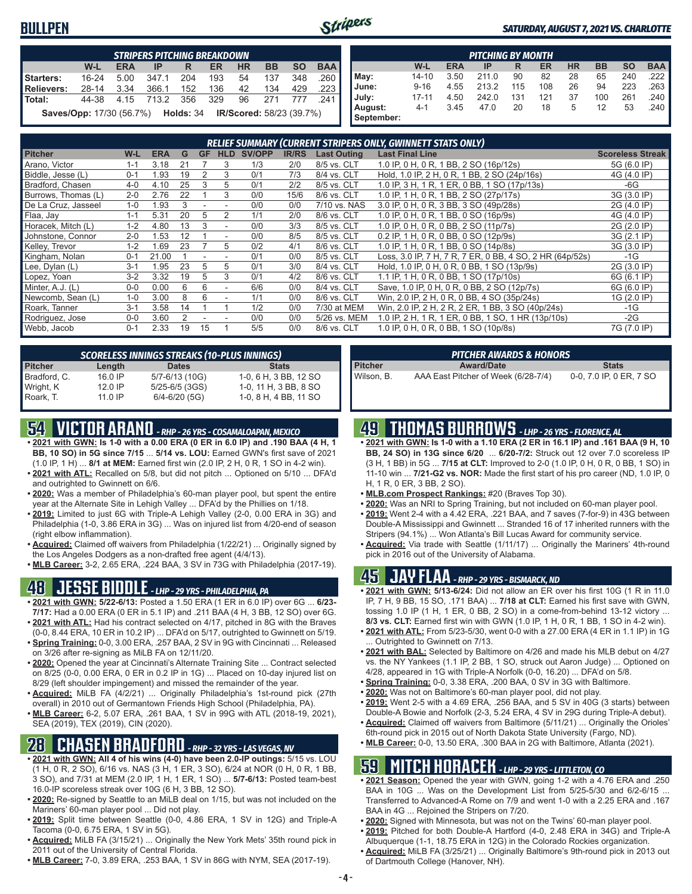# BULLPEN

SATURDAY, AUGUST 7, 2021 VS. CHARLOTTE

| STRIPERS PITCHING BREAKDOWN | | | | | | | | | |
|---|---|---|---|---|---|---|---|---|---|
| | W-L | ERA | IP | R | ER | HR | BB | SO | BAA |
| Starters: | 16-24 | 5.00 | 347.1 | 204 | 193 | 54 | 137 | 348 | .260 |
| Relievers: | 28-14 | 3.34 | 366.1 | 152 | 136 | 42 | 134 | 429 | .223 |
| Total: | 44-38 | 4.15 | 713.2 | 356 | 329 | 96 | 271 | 777 | .241 |

**Saves/Opp:** 17/30 (56.7%) **Holds:** 34 **IR/Scored:** 58/23 (39.7%)

| PITCHING BY MONTH | | | | | | | | | |
|---|---|---|---|---|---|---|---|---|---|
| | W-L | ERA | IP | R | ER | HR | BB | SO | BAA |
| May: | 14-10 | 3.50 | 211.0 | 90 | 82 | 28 | 65 | 240 | .222 |
| June: | 9-16 | 4.55 | 213.2 | 115 | 108 | 26 | 94 | 223 | .263 |
| July: | 17-11 | 4.50 | 242.0 | 131 | 121 | 37 | 100 | 261 | .240 |
| August: | 4-1 | 3.45 | 47.0 | 20 | 18 | 5 | 12 | 53 | .240 |
| September: | | | | | | | | | |

| RELIEF SUMMARY (CURRENT STRIPERS ONLY, GWINNETT STATS ONLY) | | | | | | | | | | |
|---|---|---|---|---|---|---|---|---|---|---|
| Pitcher | W-L | ERA | G | GF | HLD | SV/OPP | IR/RS | Last Outing | Last Final Line | Scoreless Streak |
| Arano, Victor | 1-1 | 3.18 | 21 | 7 | 3 | 1/3 | 2/0 | 8/5 vs. CLT | 1.0 IP, 0 H, 0 R, 1 BB, 2 SO (16p/12s) | 5G (6.0 IP) |
| Biddle, Jesse (L) | 0-1 | 1.93 | 19 | 2 | 3 | 0/1 | 7/3 | 8/4 vs. CLT | Hold, 1.0 IP, 2 H, 0 R, 1 BB, 2 SO (24p/16s) | 4G (4.0 IP) |
| Bradford, Chasen | 4-0 | 4.10 | 25 | 3 | 5 | 0/1 | 2/2 | 8/5 vs. CLT | 1.0 IP, 3 H, 1 R, 1 ER, 0 BB, 1 SO (17p/13s) | -6G |
| Burrows, Thomas (L) | 2-0 | 2.76 | 22 | 1 | 3 | 0/0 | 15/6 | 8/6 vs. CLT | 1.0 IP, 1 H, 0 R, 1 BB, 2 SO (27p/17s) | 3G (3.0 IP) |
| De La Cruz, Jasseel | 1-0 | 1.93 | 3 | - | - | 0/0 | 0/0 | 7/10 vs. NAS | 3.0 IP, 0 H, 0 R, 3 BB, 3 SO (49p/28s) | 2G (4.0 IP) |
| Flaa, Jay | 1-1 | 5.31 | 20 | 5 | 2 | 1/1 | 2/0 | 8/6 vs. CLT | 1.0 IP, 0 H, 0 R, 1 BB, 0 SO (16p/9s) | 4G (4.0 IP) |
| Horacek, Mitch (L) | 1-2 | 4.80 | 13 | 3 | - | 0/0 | 3/3 | 8/5 vs. CLT | 1.0 IP, 0 H, 0 R, 0 BB, 2 SO (11p/7s) | 2G (2.0 IP) |
| Johnstone, Connor | 2-0 | 1.53 | 12 | 1 | - | 0/0 | 8/5 | 8/5 vs. CLT | 0.2 IP, 1 H, 0 R, 0 BB, 0 SO (12p/9s) | 3G (2.1 IP) |
| Kelley, Trevor | 1-2 | 1.69 | 23 | 7 | 5 | 0/2 | 4/1 | 8/6 vs. CLT | 1.0 IP, 1 H, 0 R, 1 BB, 0 SO (14p/8s) | 3G (3.0 IP) |
| Kingham, Nolan | 0-1 | 21.00 | 1 | - | - | 0/1 | 0/0 | 8/5 vs. CLT | Loss, 3.0 IP, 7 H, 7 R, 7 ER, 0 BB, 4 SO, 2 HR (64p/52s) | -1G |
| Lee, Dylan (L) | 3-1 | 1.95 | 23 | 5 | 5 | 0/1 | 3/0 | 8/4 vs. CLT | Hold, 1.0 IP, 0 H, 0 R, 0 BB, 1 SO (13p/9s) | 2G (3.0 IP) |
| Lopez, Yoan | 3-2 | 3.32 | 19 | 5 | 3 | 0/1 | 4/2 | 8/6 vs. CLT | 1.1 IP, 1 H, 0 R, 0 BB, 1 SO (17p/10s) | 6G (6.1 IP) |
| Minter, A.J. (L) | 0-0 | 0.00 | 6 | 6 | - | 6/6 | 0/0 | 8/4 vs. CLT | Save, 1.0 IP, 0 H, 0 R, 0 BB, 2 SO (12p/7s) | 6G (6.0 IP) |
| Newcomb, Sean (L) | 1-0 | 3.00 | 8 | 6 | - | 1/1 | 0/0 | 8/6 vs. CLT | Win, 2.0 IP, 2 H, 0 R, 0 BB, 4 SO (35p/24s) | 1G (2.0 IP) |
| Roark, Tanner | 3-1 | 3.58 | 14 | 1 | 1 | 1/2 | 0/0 | 7/30 at MEM | Win, 2.0 IP, 2 H, 2 R, 2 ER, 1 BB, 3 SO (40p/24s) | -1G |
| Rodriguez, Jose | 0-0 | 3.60 | 2 | - | - | 0/0 | 0/0 | 5/26 vs. MEM | 1.0 IP, 2 H, 1 R, 1 ER, 0 BB, 1 SO, 1 HR (13p/10s) | -2G |
| Webb, Jacob | 0-1 | 2.33 | 19 | 15 | 1 | 5/5 | 0/0 | 8/6 vs. CLT | 1.0 IP, 0 H, 0 R, 0 BB, 1 SO (10p/8s) | 7G (7.0 IP) |

| SCORELESS INNINGS STREAKS (10-PLUS INNINGS) | | | |
|---|---|---|---|
| Pitcher | Length | Dates | Stats |
| Bradford, C. | 16.0 IP | 5/7-6/13 (10G) | 1-0, 6 H, 3 BB, 12 SO |
| Wright, K | 12.0 IP | 5/25-6/5 (3GS) | 1-0, 11 H, 3 BB, 8 SO |
| Roark, T. | 11.0 IP | 6/4-6/20 (5G) | 1-0, 8 H, 4 BB, 11 SO |

| PITCHER AWARDS & HONORS | | |
|---|---|---|
| Pitcher | Award/Date | Stats |
| Wilson, B. | AAA East Pitcher of Week (6/28-7/4) | 0-0, 7.0 IP, 0 ER, 7 SO |

## 54 VICTOR ARANO - RHP - 26 YRS - COSAMALOAPAN, MEXICO

- **2021 with GWN: Is 1-0 with a 0.00 ERA (0 ER in 6.0 IP) and .190 BAA (4 H, 1 BB, 10 SO) in 5G since 7/15** ... **5/14 vs. LOU:** Earned GWN's first save of 2021 (1.0 IP, 1 H) ... **8/1 at MEM:** Earned first win (2.0 IP, 2 H, 0 R, 1 SO in 4-2 win).
- **2021 with ATL:** Recalled on 5/8, but did not pitch ... Optioned on 5/10 ... DFA'd and outrighted to Gwinnett on 6/6.
- **2020:** Was a member of Philadelphia's 60-man player pool, but spent the entire year at the Alternate Site in Lehigh Valley ... DFA'd by the Phillies on 1/18.
- **2019:** Limited to just 6G with Triple-A Lehigh Valley (2-0, 0.00 ERA in 3G) and Philadelphia (1-0, 3.86 ERA in 3G) ... Was on injured list from 4/20-end of season (right elbow inflammation).
- **Acquired:** Claimed off waivers from Philadelphia (1/22/21) ... Originally signed by the Los Angeles Dodgers as a non-drafted free agent (4/4/13).
- **MLB Career:** 3-2, 2.65 ERA, .224 BAA, 3 SV in 73G with Philadelphia (2017-19).

## 48 JESSE BIDDLE - LHP - 29 YRS - PHILADELPHIA, PA

- **2021 with GWN: 5/22-6/13:** Posted a 1.50 ERA (1 ER in 6.0 IP) over 6G ... **6/23-7/17:** Had a 0.00 ERA (0 ER in 5.1 IP) and .211 BAA (4 H, 3 BB, 12 SO) over 6G.
- **2021 with ATL:** Had his contract selected on 4/17, pitched in 8G with the Braves (0-0, 8.44 ERA, 10 ER in 10.2 IP) ... DFA'd on 5/17, outrighted to Gwinnett on 5/19.
- **Spring Training:** 0-0, 3.00 ERA, .257 BAA, 2 SV in 9G with Cincinnati ... Released on 3/26 after re-signing as MiLB FA on 12/11/20.
- **2020:** Opened the year at Cincinnati's Alternate Training Site ... Contract selected on 8/25 (0-0, 0.00 ERA, 0 ER in 0.2 IP in 1G) ... Placed on 10-day injured list on 8/29 (left shoulder impingement) and missed the remainder of the year.
- **Acquired:** MiLB FA (4/2/21) ... Originally Philadelphia's 1st-round pick (27th overall) in 2010 out of Germantown Friends High School (Philadelphia, PA).
- **MLB Career:** 6-2, 5.07 ERA, .261 BAA, 1 SV in 99G with ATL (2018-19, 2021), SEA (2019), TEX (2019), CIN (2020).

## 28 CHASEN BRADFORD - RHP - 32 YRS - LAS VEGAS, NV

- **2021 with GWN: All 4 of his wins (4-0) have been 2.0-IP outings:** 5/15 vs. LOU (1 H, 0 R, 2 SO), 6/16 vs. NAS (3 H, 1 ER, 3 SO), 6/24 at NOR (0 H, 0 R, 1 BB, 3 SO), and 7/31 at MEM (2.0 IP, 1 H, 1 ER, 1 SO) ... **5/7-6/13:** Posted team-best 16.0-IP scoreless streak over 10G (6 H, 3 BB, 12 SO).
- **2020:** Re-signed by Seattle to an MiLB deal on 1/15, but was not included on the Mariners' 60-man player pool ... Did not play.
- **2019:** Split time between Seattle (0-0, 4.86 ERA, 1 SV in 12G) and Triple-A Tacoma (0-0, 6.75 ERA, 1 SV in 5G).
- **Acquired:** MiLB FA (3/15/21) ... Originally the New York Mets' 35th round pick in 2011 out of the University of Central Florida.
- **MLB Career:** 7-0, 3.89 ERA, .253 BAA, 1 SV in 86G with NYM, SEA (2017-19).

## 49 THOMAS BURROWS - LHP - 26 YRS - FLORENCE, AL

- **2021 with GWN: Is 1-0 with a 1.10 ERA (2 ER in 16.1 IP) and .161 BAA (9 H, 10 BB, 24 SO) in 13G since 6/20** ... **6/20-7/2:** Struck out 12 over 7.0 scoreless IP (3 H, 1 BB) in 5G ... **7/15 at CLT:** Improved to 2-0 (1.0 IP, 0 H, 0 R, 0 BB, 1 SO) in 11-10 win ... **7/21-G2 vs. NOR:** Made the first start of his pro career (ND, 1.0 IP, 0 H, 1 R, 0 ER, 3 BB, 2 SO).
- **MLB.com Prospect Rankings:** #20 (Braves Top 30).
- **2020:** Was an NRI to Spring Training, but not included on 60-man player pool.
- **2019:** Went 2-4 with a 4.42 ERA, .221 BAA, and 7 saves (7-for-9) in 43G between Double-A Mississippi and Gwinnett ... Stranded 16 of 17 inherited runners with the Stripers (94.1%) ... Won Atlanta's Bill Lucas Award for community service.
- **Acquired:** Via trade with Seattle (1/11/17) ... Originally the Mariners' 4th-round pick in 2016 out of the University of Alabama.

## 45 JAY FLAA - RHP - 29 YRS - BISMARCK, ND

- **2021 with GWN: 5/13-6/24:** Did not allow an ER over his first 10G (1 R in 11.0 IP, 7 H, 9 BB, 15 SO, .171 BAA) ... **7/18 at CLT:** Earned his first save with GWN, tossing 1.0 IP (1 H, 1 ER, 0 BB, 2 SO) in a come-from-behind 13-12 victory ... **8/3 vs. CLT:** Earned first win with GWN (1.0 IP, 1 H, 0 R, 1 BB, 1 SO in 4-2 win).
- **2021 with ATL:** From 5/23-5/30, went 0-0 with a 27.00 ERA (4 ER in 1.1 IP) in 1G ... Outrighted to Gwinnett on 7/13.
- **2021 with BAL:** Selected by Baltimore on 4/26 and made his MLB debut on 4/27 vs. the NY Yankees (1.1 IP, 2 BB, 1 SO, struck out Aaron Judge) ... Optioned on 4/28, appeared in 1G with Triple-A Norfolk (0-0, 16.20) ... DFA'd on 5/8.
- **Spring Training:** 0-0, 3.38 ERA, .200 BAA, 0 SV in 3G with Baltimore.
- **2020:** Was not on Baltimore's 60-man player pool, did not play.
- **2019:** Went 2-5 with a 4.69 ERA, .256 BAA, and 5 SV in 40G (3 starts) between Double-A Bowie and Norfolk (2-3, 5.24 ERA, 4 SV in 29G during Triple-A debut).
- **Acquired:** Claimed off waivers from Baltimore (5/11/21) ... Originally the Orioles' 6th-round pick in 2015 out of North Dakota State University (Fargo, ND).
- **MLB Career:** 0-0, 13.50 ERA, .300 BAA in 2G with Baltimore, Atlanta (2021).

## 59 MITCH HORACEK - LHP - 29 YRS - LITTLETON, CO

- **2021 Season:** Opened the year with GWN, going 1-2 with a 4.76 ERA and .250 BAA in 10G ... Was on the Development List from 5/25-5/30 and 6/2-6/15 ... Transferred to Advanced-A Rome on 7/9 and went 1-0 with a 2.25 ERA and .167 BAA in 4G ... Rejoined the Stripers on 7/20.
- **2020:** Signed with Minnesota, but was not on the Twins' 60-man player pool.
- **2019:** Pitched for both Double-A Hartford (4-0, 2.48 ERA in 34G) and Triple-A Albuquerque (1-1, 18.75 ERA in 12G) in the Colorado Rockies organization.
- **Acquired:** MiLB FA (3/25/21) ... Originally Baltimore's 9th-round pick in 2013 out of Dartmouth College (Hanover, NH).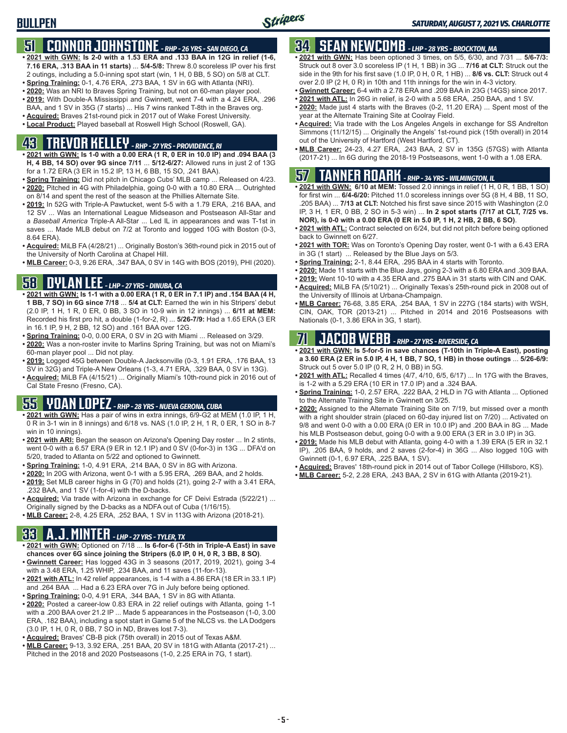# BULLPEN

*SATURDAY, AUGUST 7, 2021 VS. CHARLOTTE*

## 51 CONNOR JOHNSTONE - *RHP - 26 YRS - SAN DIEGO, CA*

- **2021 with GWN: Is 2-0 with a 1.53 ERA and .133 BAA in 12G in relief (1-6, 7.16 ERA, .313 BAA in 11 starts)** ... **5/4-5/8:** Threw 8.0 scoreless IP over his first 2 outings, including a 5.0-inning spot start (win, 1 H, 0 BB, 5 SO) on 5/8 at CLT.
- **Spring Training:** 0-1, 4.76 ERA, .273 BAA, 1 SV in 6G with Atlanta (NRI).
- **2020:** Was an NRI to Braves Spring Training, but not on 60-man player pool.
- **2019:** With Double-A Mississippi and Gwinnett, went 7-4 with a 4.24 ERA, .296 BAA, and 1 SV in 35G (7 starts) ... His 7 wins ranked T-8th in the Braves org.
- **Acquired:** Braves 21st-round pick in 2017 out of Wake Forest University.
- **Local Product:** Played baseball at Roswell High School (Roswell, GA).

## 43 TREVOR KELLEY - *RHP - 27 YRS - PROVIDENCE, RI*

- **2021 with GWN: Is 1-0 with a 0.00 ERA (1 R, 0 ER in 10.0 IP) and .094 BAA (3 H, 4 BB, 14 SO) over 9G since 7/11** ... **5/12-6/27:** Allowed runs in just 2 of 13G for a 1.72 ERA (3 ER in 15.2 IP, 13 H, 6 BB, 15 SO, .241 BAA).
- **Spring Training:** Did not pitch in Chicago Cubs' MLB camp ... Released on 4/23.
- **2020:** Pitched in 4G with Philadelphia, going 0-0 with a 10.80 ERA ... Outrighted on 8/14 and spent the rest of the season at the Phillies Alternate Site.
- **2019:** In 52G with Triple-A Pawtucket, went 5-5 with a 1.79 ERA, .216 BAA, and 12 SV ... Was an International League Midseason and Postseason All-Star and a *Baseball America* Triple-A All-Star ... Led IL in appearances and was T-1st in saves ... Made MLB debut on 7/2 at Toronto and logged 10G with Boston (0-3, 8.64 ERA).
- **Acquired:** MiLB FA (4/28/21) ... Originally Boston's 36th-round pick in 2015 out of the University of North Carolina at Chapel Hill.
- **MLB Career:** 0-3, 9.26 ERA, .347 BAA, 0 SV in 14G with BOS (2019), PHI (2020).

## 58 DYLAN LEE - *LHP - 27 YRS - DINUBA, CA*

- **2021 with GWN: Is 1-1 with a 0.00 ERA (1 R, 0 ER in 7.1 IP) and .154 BAA (4 H, 1 BB, 7 SO) in 6G since 7/18** ... **5/4 at CLT:** Earned the win in his Stripers' debut (2.0 IP, 1 H, 1 R, 0 ER, 0 BB, 3 SO in 10-9 win in 12 innings) ... **6/11 at MEM:** Recorded his first pro hit, a double (1-for-2, R) ... **5/26-7/9:** Had a 1.65 ERA (3 ER in 16.1 IP, 9 H, 2 BB, 12 SO) and .161 BAA over 12G.
- **Spring Training:** 0-0, 0.00 ERA, 0 SV in 2G with Miami ... Released on 3/29.
- **2020:** Was a non-roster invite to Marlins Spring Training, but was not on Miami's 60-man player pool ... Did not play.
- **2019:** Logged 45G between Double-A Jacksonville (0-3, 1.91 ERA, .176 BAA, 13 SV in 32G) and Triple-A New Orleans (1-3, 4.71 ERA, .329 BAA, 0 SV in 13G).
- **Acquired:** MiLB FA (4/15/21) ... Originally Miami's 10th-round pick in 2016 out of Cal State Fresno (Fresno, CA).

## 55 YOAN LOPEZ - *RHP - 28 YRS - NUEVA GERONA, CUBA*

- **2021 with GWN:** Has a pair of wins in extra innings, 6/9-G2 at MEM (1.0 IP, 1 H, 0 R in 3-1 win in 8 innings) and 6/18 vs. NAS (1.0 IP, 2 H, 1 R, 0 ER, 1 SO in 8-7 win in 10 innings).
- **2021 with ARI:** Began the season on Arizona's Opening Day roster ... In 2 stints, went 0-0 with a 6.57 ERA (9 ER in 12.1 IP) and 0 SV (0-for-3) in 13G ... DFA'd on 5/20, traded to Atlanta on 5/22 and optioned to Gwinnett.
- **Spring Training:** 1-0, 4.91 ERA, .214 BAA, 0 SV in 8G with Arizona.
- **2020:** In 20G with Arizona, went 0-1 with a 5.95 ERA, .269 BAA, and 2 holds.
- **2019:** Set MLB career highs in G (70) and holds (21), going 2-7 with a 3.41 ERA, .232 BAA, and 1 SV (1-for-4) with the D-backs.
- **Acquired:** Via trade with Arizona in exchange for CF Deivi Estrada (5/22/21) ... Originally signed by the D-backs as a NDFA out of Cuba (1/16/15).
- **MLB Career:** 2-8, 4.25 ERA, .252 BAA, 1 SV in 113G with Arizona (2018-21).

## 33 A.J. MINTER - *LHP - 27 YRS - TYLER, TX*

- **2021 with GWN:** Optioned on 7/18 ... **Is 6-for-6 (T-5th in Triple-A East) in save chances over 6G since joining the Stripers (6.0 IP, 0 H, 0 R, 3 BB, 8 SO)**.
- **Gwinnett Career:** Has logged 43G in 3 seasons (2017, 2019, 2021), going 3-4 with a 3.48 ERA, 1.25 WHIP, .234 BAA, and 11 saves (11-for-13).
- **2021 with ATL:** In 42 relief appearances, is 1-4 with a 4.86 ERA (18 ER in 33.1 IP) and .264 BAA ... Had a 6.23 ERA over 7G in July before being optioned.
- **Spring Training:** 0-0, 4.91 ERA, .344 BAA, 1 SV in 8G with Atlanta.
- **2020:** Posted a career-low 0.83 ERA in 22 relief outings with Atlanta, going 1-1 with a .200 BAA over 21.2 IP ... Made 5 appearances in the Postseason (1-0, 3.00 ERA, .182 BAA), including a spot start in Game 5 of the NLCS vs. the LA Dodgers (3.0 IP, 1 H, 0 R, 0 BB, 7 SO in ND, Braves lost 7-3).
- **Acquired:** Braves' CB-B pick (75th overall) in 2015 out of Texas A&M.
- **MLB Career:** 9-13, 3.92 ERA, .251 BAA, 20 SV in 181G with Atlanta (2017-21) ... Pitched in the 2018 and 2020 Postseasons (1-0, 2.25 ERA in 7G, 1 start).

## 34 SEAN NEWCOMB - *LHP - 28 YRS - BROCKTON, MA*

- **2021 with GWN:** Has been optioned 3 times, on 5/5, 6/30, and 7/31 ... **5/6-7/3:** Struck out 8 over 3.0 scoreless IP (1 H, 1 BB) in 3G ... **7/16 at CLT:** Struck out the side in the 9th for his first save (1.0 IP, 0 H, 0 R, 1 HB) ... **8/6 vs. CLT:** Struck out 4 over 2.0 IP (2 H, 0 R) in 10th and 11th innings for the win in 4-3 victory.
- **Gwinnett Career:** 6-4 with a 2.78 ERA and .209 BAA in 23G (14GS) since 2017.
- **2021 with ATL:** In 26G in relief, is 2-0 with a 5.68 ERA, .250 BAA, and 1 SV.
- **2020:** Made just 4 starts with the Braves (0-2, 11.20 ERA) ... Spent most of the year at the Alternate Training Site at Coolray Field.
- **Acquired:** Via trade with the Los Angeles Angels in exchange for SS Andrelton Simmons (11/12/15) ... Originally the Angels' 1st-round pick (15th overall) in 2014 out of the University of Hartford (West Hartford, CT).
- **MLB Career:** 24-23, 4.27 ERA, .243 BAA, 2 SV in 135G (57GS) with Atlanta (2017-21) ... In 6G during the 2018-19 Postseasons, went 1-0 with a 1.08 ERA.

## 57 TANNER ROARK - *RHP - 34 YRS - WILMINGTON, IL*

- **2021 with GWN: 6/10 at MEM:** Tossed 2.0 innings in relief (1 H, 0 R, 1 BB, 1 SO) for first win ... **6/4-6/20:** Pitched 11.0 scoreless innings over 5G (8 H, 4 BB, 11 SO, .205 BAA) ... **7/13 at CLT:** Notched his first save since 2015 with Washington (2.0 IP, 3 H, 1 ER, 0 BB, 2 SO in 5-3 win) ... **In 2 spot starts (7/17 at CLT, 7/25 vs. NOR), is 0-0 with a 0.00 ERA (0 ER in 5.0 IP, 1 H, 2 HB, 6 SO)**.
- **2021 with ATL:** Contract selected on 6/24, but did not pitch before being optioned back to Gwinnett on 6/27.
- **2021 with TOR:** Was on Toronto's Opening Day roster, went 0-1 with a 6.43 ERA in 3G (1 start) ... Released by the Blue Jays on 5/3.
- **Spring Training:** 2-1, 8.44 ERA, .295 BAA in 4 starts with Toronto.
- **2020:** Made 11 starts with the Blue Jays, going 2-3 with a 6.80 ERA and .309 BAA.
- **2019:** Went 10-10 with a 4.35 ERA and .275 BAA in 31 starts with CIN and OAK.
- **Acquired:** MiLB FA (5/10/21) ... Originally Texas's 25th-round pick in 2008 out of the University of Illinois at Urbana-Champaign.
- **MLB Career:** 76-68, 3.85 ERA, .254 BAA, 1 SV in 227G (184 starts) with WSH, CIN, OAK, TOR (2013-21) ... Pitched in 2014 and 2016 Postseasons with Nationals (0-1, 3.86 ERA in 3G, 1 start).

## 71 JACOB WEBB - *RHP - 27 YRS - RIVERSIDE, CA*

- **2021 with GWN: Is 5-for-5 in save chances (T-10th in Triple-A East), posting a 3.60 ERA (2 ER in 5.0 IP, 4 H, 1 BB, 7 SO, 1 HB) in those outings** ... **5/26-6/9:** Struck out 5 over 5.0 IP (0 R, 2 H, 0 BB) in 5G.
- **2021 with ATL:** Recalled 4 times (4/7, 4/10, 6/5, 6/17) ... In 17G with the Braves, is 1-2 with a 5.29 ERA (10 ER in 17.0 IP) and a .324 BAA.
- **Spring Training:** 1-0, 2.57 ERA, .222 BAA, 2 HLD in 7G with Atlanta ... Optioned to the Alternate Training Site in Gwinnett on 3/25.
- **2020:** Assigned to the Alternate Training Site on 7/19, but missed over a month with a right shoulder strain (placed on 60-day injured list on 7/20) ... Activated on 9/8 and went 0-0 with a 0.00 ERA (0 ER in 10.0 IP) and .200 BAA in 8G ... Made his MLB Postseason debut, going 0-0 with a 9.00 ERA (3 ER in 3.0 IP) in 3G.
- **2019:** Made his MLB debut with Atlanta, going 4-0 with a 1.39 ERA (5 ER in 32.1 IP), .205 BAA, 9 holds, and 2 saves (2-for-4) in 36G ... Also logged 10G with Gwinnett (0-1, 6.97 ERA, .225 BAA, 1 SV).
- **Acquired:** Braves' 18th-round pick in 2014 out of Tabor College (Hillsboro, KS).
- **MLB Career:** 5-2, 2.28 ERA, .243 BAA, 2 SV in 61G with Atlanta (2019-21).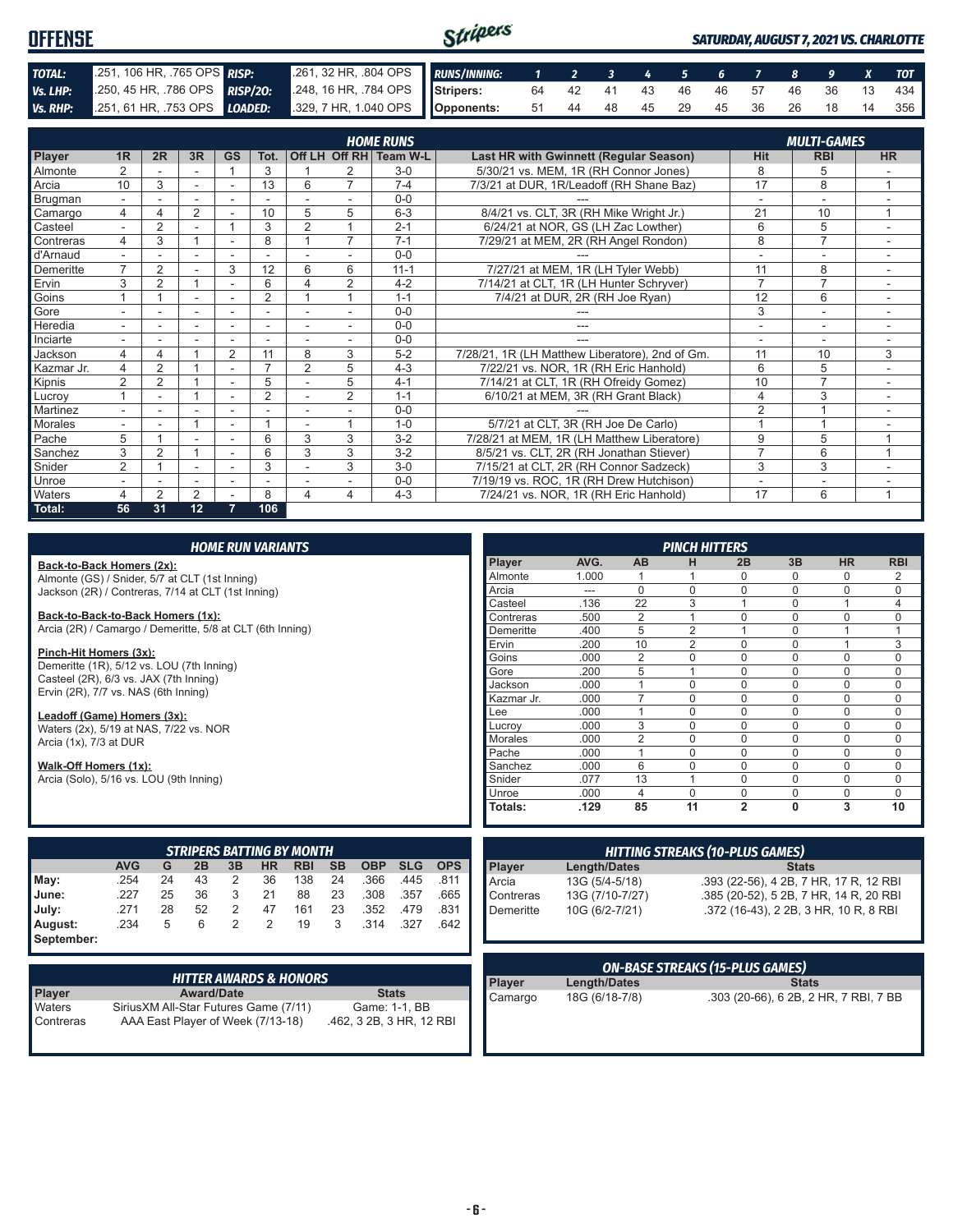# OFFENSE

*SATURDAY, AUGUST 7, 2021 VS. CHARLOTTE*

| | | | |
|---|---|---|---|
| **TOTAL:** | .251, 106 HR, .765 OPS | **RISP:** | .261, 32 HR, .804 OPS |
| **Vs. LHP:** | .250, 45 HR, .786 OPS | **RISP/2O:** | .248, 16 HR, .784 OPS |
| **Vs. RHP:** | .251, 61 HR, .753 OPS | **LOADED:** | .329, 7 HR, 1.040 OPS |

| RUNS/INNING: | 1 | 2 | 3 | 4 | 5 | 6 | 7 | 8 | 9 | X | TOT |
|---|---|---|---|---|---|---|---|---|---|---|---|
| Stripers: | 64 | 42 | 41 | 43 | 46 | 46 | 57 | 46 | 36 | 13 | 434 |
| Opponents: | 51 | 44 | 48 | 45 | 29 | 45 | 36 | 26 | 18 | 14 | 356 |

## HOME RUNS / MULTI-GAMES

| Player | 1R | 2R | 3R | GS | Tot. | Off LH | Off RH | Team W-L | Last HR with Gwinnett (Regular Season) | Hit | RBI | HR |
|---|---|---|---|---|---|---|---|---|---|---|---|---|
| Almonte | 2 | - | - | 1 | 3 | 1 | 2 | 3-0 | 5/30/21 vs. MEM, 1R (RH Connor Jones) | 8 | 5 | - |
| Arcia | 10 | 3 | - | - | 13 | 6 | 7 | 7-4 | 7/3/21 at DUR, 1R/Leadoff (RH Shane Baz) | 17 | 8 | 1 |
| Brugman | - | - | - | - | - | - | - | 0-0 | --- | - | - | - |
| Camargo | 4 | 4 | 2 | - | 10 | 5 | 5 | 6-3 | 8/4/21 vs. CLT, 3R (RH Mike Wright Jr.) | 21 | 10 | 1 |
| Casteel | - | 2 | - | 1 | 3 | 2 | 1 | 2-1 | 6/24/21 at NOR, GS (LH Zac Lowther) | 6 | 5 | - |
| Contreras | 4 | 3 | 1 | - | 8 | 1 | 7 | 7-1 | 7/29/21 at MEM, 2R (RH Angel Rondon) | 8 | 7 | - |
| d'Arnaud | - | - | - | - | - | - | - | 0-0 | --- | - | - | - |
| Demeritte | 7 | 2 | - | 3 | 12 | 6 | 6 | 11-1 | 7/27/21 at MEM, 1R (LH Tyler Webb) | 11 | 8 | - |
| Ervin | 3 | 2 | 1 | - | 6 | 4 | 2 | 4-2 | 7/14/21 at CLT, 1R (LH Hunter Schryver) | 7 | 7 | - |
| Goins | 1 | 1 | - | - | 2 | 1 | 1 | 1-1 | 7/4/21 at DUR, 2R (RH Joe Ryan) | 12 | 6 | - |
| Gore | - | - | - | - | - | - | - | 0-0 | --- | 3 | - | - |
| Heredia | - | - | - | - | - | - | - | 0-0 | --- | - | - | - |
| Inciarte | - | - | - | - | - | - | - | 0-0 | --- | - | - | - |
| Jackson | 4 | 4 | 1 | 2 | 11 | 8 | 3 | 5-2 | 7/28/21, 1R (LH Matthew Liberatore), 2nd of Gm. | 11 | 10 | 3 |
| Kazmar Jr. | 4 | 2 | 1 | - | 7 | 2 | 5 | 4-3 | 7/22/21 vs. NOR, 1R (RH Eric Hanhold) | 6 | 5 | - |
| Kipnis | 2 | 2 | 1 | - | 5 | - | 5 | 4-1 | 7/14/21 at CLT, 1R (RH Ofreidy Gomez) | 10 | 7 | - |
| Lucroy | 1 | - | 1 | - | 2 | - | 2 | 1-1 | 6/10/21 at MEM, 3R (RH Grant Black) | 4 | 3 | - |
| Martinez | - | - | - | - | - | - | - | 0-0 | --- | 2 | 1 | - |
| Morales | - | - | 1 | - | 1 | - | 1 | 1-0 | 5/7/21 at CLT, 3R (RH Joe De Carlo) | 1 | 1 | - |
| Pache | 5 | 1 | - | - | 6 | 3 | 3 | 3-2 | 7/28/21 at MEM, 1R (LH Matthew Liberatore) | 9 | 5 | 1 |
| Sanchez | 3 | 2 | 1 | - | 6 | 3 | 3 | 3-2 | 8/5/21 vs. CLT, 2R (RH Jonathan Stiever) | 7 | 6 | 1 |
| Snider | 2 | 1 | - | - | 3 | - | 3 | 3-0 | 7/15/21 at CLT, 2R (RH Connor Sadzeck) | 3 | 3 | - |
| Unroe | - | - | - | - | - | - | - | 0-0 | 7/19/19 vs. ROC, 1R (RH Drew Hutchison) | - | - | - |
| Waters | 4 | 2 | 2 | - | 8 | 4 | 4 | 4-3 | 7/24/21 vs. NOR, 1R (RH Eric Hanhold) | 17 | 6 | 1 |
| **Total:** | **56** | **31** | **12** | **7** | **106** | | | | | | | |

## HOME RUN VARIANTS

**Back-to-Back Homers (2x):**
Almonte (GS) / Snider, 5/7 at CLT (1st Inning)
Jackson (2R) / Contreras, 7/14 at CLT (1st Inning)

**Back-to-Back-to-Back Homers (1x):**
Arcia (2R) / Camargo / Demeritte, 5/8 at CLT (6th Inning)

**Pinch-Hit Homers (3x):**
Demeritte (1R), 5/12 vs. LOU (7th Inning)
Casteel (2R), 6/3 vs. JAX (7th Inning)
Ervin (2R), 7/7 vs. NAS (6th Inning)

**Leadoff (Game) Homers (3x):**
Waters (2x), 5/19 at NAS, 7/22 vs. NOR
Arcia (1x), 7/3 at DUR

**Walk-Off Homers (1x):**
Arcia (Solo), 5/16 vs. LOU (9th Inning)

## PINCH HITTERS

| Player | AVG. | AB | H | 2B | 3B | HR | RBI |
|---|---|---|---|---|---|---|---|
| Almonte | 1.000 | 1 | 1 | 0 | 0 | 0 | 2 |
| Arcia | --- | 0 | 0 | 0 | 0 | 0 | 0 |
| Casteel | .136 | 22 | 3 | 1 | 0 | 1 | 4 |
| Contreras | .500 | 2 | 1 | 0 | 0 | 0 | 0 |
| Demeritte | .400 | 5 | 2 | 1 | 0 | 1 | 1 |
| Ervin | .200 | 10 | 2 | 0 | 0 | 1 | 3 |
| Goins | .000 | 2 | 0 | 0 | 0 | 0 | 0 |
| Gore | .200 | 5 | 1 | 0 | 0 | 0 | 0 |
| Jackson | .000 | 1 | 0 | 0 | 0 | 0 | 0 |
| Kazmar Jr. | .000 | 7 | 0 | 0 | 0 | 0 | 0 |
| Lee | .000 | 1 | 0 | 0 | 0 | 0 | 0 |
| Lucroy | .000 | 3 | 0 | 0 | 0 | 0 | 0 |
| Morales | .000 | 2 | 0 | 0 | 0 | 0 | 0 |
| Pache | .000 | 1 | 0 | 0 | 0 | 0 | 0 |
| Sanchez | .000 | 6 | 0 | 0 | 0 | 0 | 0 |
| Snider | .077 | 13 | 1 | 0 | 0 | 0 | 0 |
| Unroe | .000 | 4 | 0 | 0 | 0 | 0 | 0 |
| **Totals:** | **.129** | **85** | **11** | **2** | **0** | **3** | **10** |

## STRIPERS BATTING BY MONTH

| | AVG | G | 2B | 3B | HR | RBI | SB | OBP | SLG | OPS |
|---|---|---|---|---|---|---|---|---|---|---|
| May: | .254 | 24 | 43 | 2 | 36 | 138 | 24 | .366 | .445 | .811 |
| June: | .227 | 25 | 36 | 3 | 21 | 88 | 23 | .308 | .357 | .665 |
| July: | .271 | 28 | 52 | 2 | 47 | 161 | 23 | .352 | .479 | .831 |
| August: | .234 | 5 | 6 | 2 | 2 | 19 | 3 | .314 | .327 | .642 |
| September: | | | | | | | | | | |

## HITTING STREAKS (10-PLUS GAMES)

| Player | Length/Dates | Stats |
|---|---|---|
| Arcia | 13G (5/4-5/18) | .393 (22-56), 4 2B, 7 HR, 17 R, 12 RBI |
| Contreras | 13G (7/10-7/27) | .385 (20-52), 5 2B, 7 HR, 14 R, 20 RBI |
| Demeritte | 10G (6/2-7/21) | .372 (16-43), 2 2B, 3 HR, 10 R, 8 RBI |

## HITTER AWARDS & HONORS

| Player | Award/Date | Stats |
|---|---|---|
| Waters | SiriusXM All-Star Futures Game (7/11) | Game: 1-1, BB |
| Contreras | AAA East Player of Week (7/13-18) | .462, 3 2B, 3 HR, 12 RBI |

## ON-BASE STREAKS (15-PLUS GAMES)

| Player | Length/Dates | Stats |
|---|---|---|
| Camargo | 18G (6/18-7/8) | .303 (20-66), 6 2B, 2 HR, 7 RBI, 7 BB |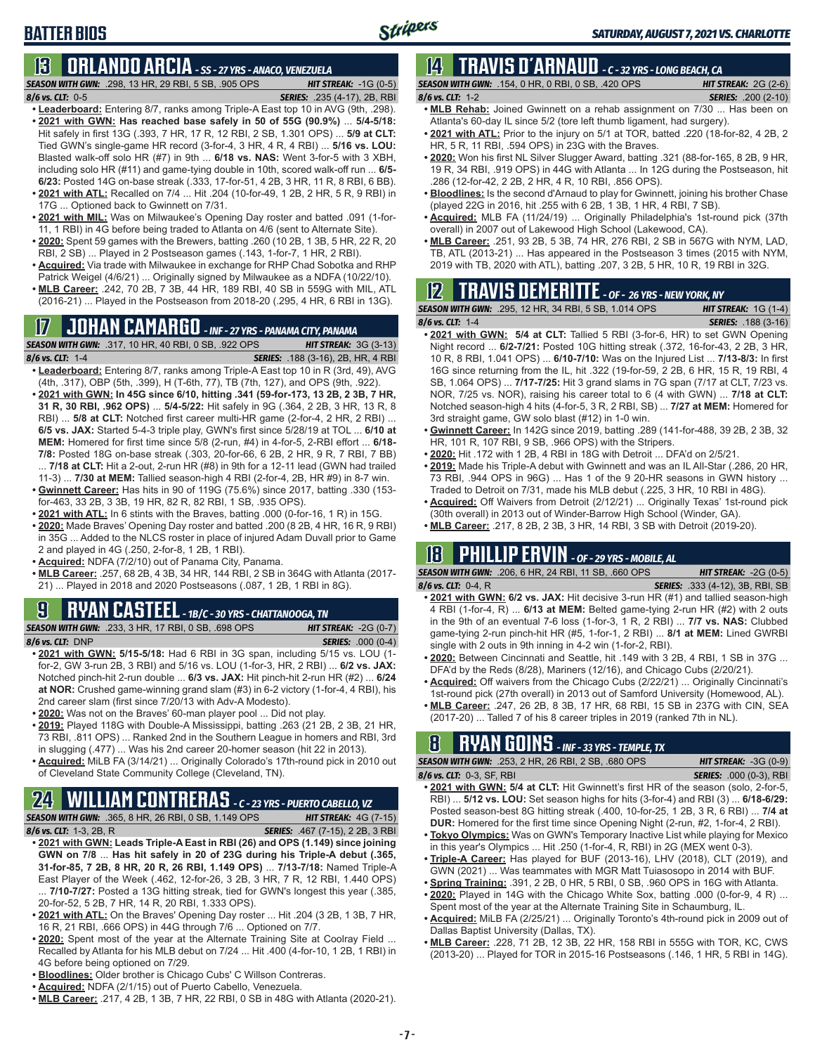# BATTER BIOS

*SATURDAY, AUGUST 7, 2021 VS. CHARLOTTE*

## 13 ORLANDO ARCIA - SS - 27 YRS - ANACO, VENEZUELA

**SEASON WITH GWN:** .298, 13 HR, 29 RBI, 5 SB, .905 OPS — **HIT STREAK:** -1G (0-5)
**8/6 vs. CLT:** 0-5 — **SERIES:** .235 (4-17), 2B, RBI

- **Leaderboard:** Entering 8/7, ranks among Triple-A East top 10 in AVG (9th, .298).
- **2021 with GWN: Has reached base safely in 50 of 55G (90.9%)** ... **5/4-5/18:** Hit safely in first 13G (.393, 7 HR, 17 R, 12 RBI, 2 SB, 1.301 OPS) ... **5/9 at CLT:** Tied GWN's single-game HR record (3-for-4, 3 HR, 4 R, 4 RBI) ... **5/16 vs. LOU:** Blasted walk-off solo HR (#7) in 9th ... **6/18 vs. NAS:** Went 3-for-5 with 3 XBH, including solo HR (#11) and game-tying double in 10th, scored walk-off run ... **6/5-6/23:** Posted 14G on-base streak (.333, 17-for-51, 4 2B, 3 HR, 11 R, 8 RBI, 6 BB).
- **2021 with ATL:** Recalled on 7/4 ... Hit .204 (10-for-49, 1 2B, 2 HR, 5 R, 9 RBI) in 17G ... Optioned back to Gwinnett on 7/31.
- **2021 with MIL:** Was on Milwaukee's Opening Day roster and batted .091 (1-for-11, 1 RBI) in 4G before being traded to Atlanta on 4/6 (sent to Alternate Site).
- **2020:** Spent 59 games with the Brewers, batting .260 (10 2B, 1 3B, 5 HR, 22 R, 20 RBI, 2 SB) ... Played in 2 Postseason games (.143, 1-for-7, 1 HR, 2 RBI).
- **Acquired:** Via trade with Milwaukee in exchange for RHP Chad Sobotka and RHP Patrick Weigel (4/6/21) ... Originally signed by Milwaukee as a NDFA (10/22/10).
- **MLB Career:** .242, 70 2B, 7 3B, 44 HR, 189 RBI, 40 SB in 559G with MIL, ATL (2016-21) ... Played in the Postseason from 2018-20 (.295, 4 HR, 6 RBI in 13G).

## 17 JOHAN CAMARGO - INF - 27 YRS - PANAMA CITY, PANAMA

**SEASON WITH GWN:** .317, 10 HR, 40 RBI, 0 SB, .922 OPS — **HIT STREAK:** 3G (3-13)
**8/6 vs. CLT:** 1-4 — **SERIES:** .188 (3-16), 2B, HR, 4 RBI

- **Leaderboard:** Entering 8/7, ranks among Triple-A East top 10 in R (3rd, 49), AVG (4th, .317), OBP (5th, .399), H (T-6th, 77), TB (7th, 127), and OPS (9th, .922).
- **2021 with GWN: In 45G since 6/10, hitting .341 (59-for-173, 13 2B, 2 3B, 7 HR, 31 R, 30 RBI, .962 OPS)** ... **5/4-5/22:** Hit safely in 9G (.364, 2 2B, 3 HR, 13 R, 8 RBI) ... **5/8 at CLT:** Notched first career multi-HR game (2-for-4, 2 HR, 2 RBI) ... **6/5 vs. JAX:** Started 5-4-3 triple play, GWN's first since 5/28/19 at TOL ... **6/10 at MEM:** Homered for first time since 5/8 (2-run, #4) in 4-for-5, 2-RBI effort ... **6/18-7/8:** Posted 18G on-base streak (.303, 20-for-66, 6 2B, 2 HR, 9 R, 7 RBI, 7 BB) ... **7/18 at CLT:** Hit a 2-out, 2-run HR (#8) in 9th for a 12-11 lead (GWN had trailed 11-3) ... **7/30 at MEM:** Tallied season-high 4 RBI (2-for-4, 2B, HR #9) in 8-7 win.
- **Gwinnett Career:** Has hits in 90 of 119G (75.6%) since 2017, batting .330 (153-for-463, 33 2B, 3 3B, 19 HR, 82 R, 82 RBI, 1 SB, .935 OPS).
- **2021 with ATL:** In 6 stints with the Braves, batting .000 (0-for-16, 1 R) in 15G.
- **2020:** Made Braves' Opening Day roster and batted .200 (8 2B, 4 HR, 16 R, 9 RBI) in 35G ... Added to the NLCS roster in place of injured Adam Duvall prior to Game 2 and played in 4G (.250, 2-for-8, 1 2B, 1 RBI).
- **Acquired:** NDFA (7/2/10) out of Panama City, Panama.
- **MLB Career:** .257, 68 2B, 4 3B, 34 HR, 144 RBI, 2 SB in 364G with Atlanta (2017-21) ... Played in 2018 and 2020 Postseasons (.087, 1 2B, 1 RBI in 8G).

## 9 RYAN CASTEEL - 1B/C - 30 YRS - CHATTANOOGA, TN

**SEASON WITH GWN:** .233, 3 HR, 17 RBI, 0 SB, .698 OPS — **HIT STREAK:** -2G (0-7)
**8/6 vs. CLT:** DNP — **SERIES:** .000 (0-4)

- **2021 with GWN: 5/15-5/18:** Had 6 RBI in 3G span, including 5/15 vs. LOU (1-for-2, GW 3-run 2B, 3 RBI) and 5/16 vs. LOU (1-for-3, HR, 2 RBI) ... **6/2 vs. JAX:** Notched pinch-hit 2-run double ... **6/3 vs. JAX:** Hit pinch-hit 2-run HR (#2) ... **6/24 at NOR:** Crushed game-winning grand slam (#3) in 6-2 victory (1-for-4, 4 RBI), his 2nd career slam (first since 7/20/13 with Adv-A Modesto).
- **2020:** Was not on the Braves' 60-man player pool ... Did not play.
- **2019:** Played 118G with Double-A Mississippi, batting .263 (21 2B, 2 3B, 21 HR, 73 RBI, .811 OPS) ... Ranked 2nd in the Southern League in homers and RBI, 3rd in slugging (.477) ... Was his 2nd career 20-homer season (hit 22 in 2013).
- **Acquired:** MiLB FA (3/14/21) ... Originally Colorado's 17th-round pick in 2010 out of Cleveland State Community College (Cleveland, TN).

## 24 WILLIAM CONTRERAS - C - 23 YRS - PUERTO CABELLO, VZ

**SEASON WITH GWN:** .365, 8 HR, 26 RBI, 0 SB, 1.149 OPS — **HIT STREAK:** 4G (7-15)
**8/6 vs. CLT:** 1-3, 2B, R — **SERIES:** .467 (7-15), 2 2B, 3 RBI

- **2021 with GWN: Leads Triple-A East in RBI (26) and OPS (1.149) since joining GWN on 7/8** ... **Has hit safely in 20 of 23G during his Triple-A debut (.365, 31-for-85, 7 2B, 8 HR, 20 R, 26 RBI, 1.149 OPS)** ... **7/13-7/18:** Named Triple-A East Player of the Week (.462, 12-for-26, 3 2B, 3 HR, 7 R, 12 RBI, 1.440 OPS) ... **7/10-7/27:** Posted a 13G hitting streak, tied for GWN's longest this year (.385, 20-for-52, 5 2B, 7 HR, 14 R, 20 RBI, 1.333 OPS).
- **2021 with ATL:** On the Braves' Opening Day roster ... Hit .204 (3 2B, 1 3B, 7 HR, 16 R, 21 RBI, .666 OPS) in 44G through 7/6 ... Optioned on 7/7.
- **2020:** Spent most of the year at the Alternate Training Site at Coolray Field ... Recalled by Atlanta for his MLB debut on 7/24 ... Hit .400 (4-for-10, 1 2B, 1 RBI) in 4G before being optioned on 7/29.
- **Bloodlines:** Older brother is Chicago Cubs' C Willson Contreras.
- **Acquired:** NDFA (2/1/15) out of Puerto Cabello, Venezuela.
- **MLB Career:** .217, 4 2B, 1 3B, 7 HR, 22 RBI, 0 SB in 48G with Atlanta (2020-21).

## 14 TRAVIS D'ARNAUD - C - 32 YRS - LONG BEACH, CA

**SEASON WITH GWN:** .154, 0 HR, 0 RBI, 0 SB, .420 OPS — **HIT STREAK:** 2G (2-6)
**8/6 vs. CLT:** 1-2 — **SERIES:** .200 (2-10)

- **MLB Rehab:** Joined Gwinnett on a rehab assignment on 7/30 ... Has been on Atlanta's 60-day IL since 5/2 (tore left thumb ligament, had surgery).
- **2021 with ATL:** Prior to the injury on 5/1 at TOR, batted .220 (18-for-82, 4 2B, 2 HR, 5 R, 11 RBI, .594 OPS) in 23G with the Braves.
- **2020:** Won his first NL Silver Slugger Award, batting .321 (88-for-165, 8 2B, 9 HR, 19 R, 34 RBI, .919 OPS) in 44G with Atlanta ... In 12G during the Postseason, hit .286 (12-for-42, 2 2B, 2 HR, 4 R, 10 RBI, .856 OPS).
- **Bloodlines:** Is the second d'Arnaud to play for Gwinnett, joining his brother Chase (played 22G in 2016, hit .255 with 6 2B, 1 3B, 1 HR, 4 RBI, 7 SB).
- **Acquired:** MLB FA (11/24/19) ... Originally Philadelphia's 1st-round pick (37th overall) in 2007 out of Lakewood High School (Lakewood, CA).
- **MLB Career:** .251, 93 2B, 5 3B, 74 HR, 276 RBI, 2 SB in 567G with NYM, LAD, TB, ATL (2013-21) ... Has appeared in the Postseason 3 times (2015 with NYM, 2019 with TB, 2020 with ATL), batting .207, 3 2B, 5 HR, 10 R, 19 RBI in 32G.

## 12 TRAVIS DEMERITTE - OF - 26 YRS - NEW YORK, NY

**SEASON WITH GWN:** .295, 12 HR, 34 RBI, 5 SB, 1.014 OPS — **HIT STREAK:** 1G (1-4)
**8/6 vs. CLT:** 1-4 — **SERIES:** .188 (3-16), 2B, HR, 4 RBI

- **2021 with GWN: 5/4 at CLT:** Tallied 5 RBI (3-for-6, HR) to set GWN Opening Night record ... **6/2-7/21:** Posted 10G hitting streak (.372, 16-for-43, 2 2B, 3 HR, 10 R, 8 RBI, 1.041 OPS) ... **6/10-7/10:** Was on the Injured List ... **7/13-8/3:** In first 16G since returning from the IL, hit .322 (19-for-59, 2 2B, 6 HR, 15 R, 19 RBI, 4 SB, 1.064 OPS) ... **7/17-7/25:** Hit 3 grand slams in 7G span (7/17 at CLT, 7/23 vs. NOR, 7/25 vs. NOR), raising his career total to 6 (4 with GWN) ... **7/18 at CLT:** Notched season-high 4 hits (4-for-5, 3 R, 2 RBI, SB) ... **7/27 at MEM:** Homered for 3rd straight game, GW solo blast (#12) in 1-0 win.
- **Gwinnett Career:** In 142G since 2019, batting .289 (141-for-488, 39 2B, 2 3B, 32 HR, 101 R, 107 RBI, 9 SB, .966 OPS) with the Stripers.
- **2020:** Hit .172 with 1 2B, 4 RBI in 18G with Detroit ... DFA'd on 2/5/21.
- **2019:** Made his Triple-A debut with Gwinnett and was an IL All-Star (.286, 20 HR, 73 RBI, .944 OPS in 96G) ... Has 1 of the 9 20-HR seasons in GWN history ... Traded to Detroit on 7/31, made his MLB debut (.225, 3 HR, 10 RBI in 48G).
- **Acquired:** Off Waivers from Detroit (2/12/21) ... Originally Texas' 1st-round pick (30th overall) in 2013 out of Winder-Barrow High School (Winder, GA).
- **MLB Career:** .217, 8 2B, 2 3B, 3 HR, 14 RBI, 3 SB with Detroit (2019-20).

## 18 PHILLIP ERVIN - OF - 29 YRS - MOBILE, AL

**SEASON WITH GWN:** .206, 6 HR, 24 RBI, 11 SB, .660 OPS — **HIT STREAK:** -2G (0-5)
**8/6 vs. CLT:** 0-4, R — **SERIES:** .333 (4-12), 3B, RBI, SB

- **2021 with GWN: 6/2 vs. JAX:** Hit decisive 3-run HR (#1) and tallied season-high 4 RBI (1-for-4, R) ... **6/13 at MEM:** Belted game-tying 2-run HR (#2) with 2 outs in the 9th of an eventual 7-6 loss (1-for-3, 1 R, 2 RBI) ... **7/7 vs. NAS:** Clubbed game-tying 2-run pinch-hit HR (#5, 1-for-1, 2 RBI) ... **8/1 at MEM:** Lined GWRBI single with 2 outs in 9th inning in 4-2 win (1-for-2, RBI).
- **2020:** Between Cincinnati and Seattle, hit .149 with 3 2B, 4 RBI, 1 SB in 37G ... DFA'd by the Reds (8/28), Mariners (12/16), and Chicago Cubs (2/20/21).
- **Acquired:** Off waivers from the Chicago Cubs (2/22/21) ... Originally Cincinnati's 1st-round pick (27th overall) in 2013 out of Samford University (Homewood, AL).
- **MLB Career:** .247, 26 2B, 8 3B, 17 HR, 68 RBI, 15 SB in 237G with CIN, SEA (2017-20) ... Talled 7 of his 8 career triples in 2019 (ranked 7th in NL).

## 8 RYAN GOINS - INF - 33 YRS - TEMPLE, TX

**SEASON WITH GWN:** .253, 2 HR, 26 RBI, 2 SB, .680 OPS — **HIT STREAK:** -3G (0-9)
**8/6 vs. CLT:** 0-3, SF, RBI — **SERIES:** .000 (0-3), RBI

- **2021 with GWN: 5/4 at CLT:** Hit Gwinnett's first HR of the season (solo, 2-for-5, RBI) ... **5/12 vs. LOU:** Set season highs for hits (3-for-4) and RBI (3) ... **6/18-6/29:** Posted season-best 8G hitting streak (.400, 10-for-25, 1 2B, 3 R, 6 RBI) ... **7/4 at DUR:** Homered for the first time since Opening Night (2-run, #2, 1-for-4, 2 RBI).
- **Tokyo Olympics:** Was on GWN's Temporary Inactive List while playing for Mexico in this year's Olympics ... Hit .250 (1-for-4, R, RBI) in 2G (MEX went 0-3).
- **Triple-A Career:** Has played for BUF (2013-16), LHV (2018), CLT (2019), and GWN (2021) ... Was teammates with MGR Matt Tuiasosopo in 2014 with BUF.
- **Spring Training:** .391, 2 2B, 0 HR, 5 RBI, 0 SB, .960 OPS in 16G with Atlanta.
- **2020:** Played in 14G with the Chicago White Sox, batting .000 (0-for-9, 4 R) ... Spent most of the year at the Alternate Training Site in Schaumburg, IL.
- **Acquired:** MiLB FA (2/25/21) ... Originally Toronto's 4th-round pick in 2009 out of Dallas Baptist University (Dallas, TX).
- **MLB Career:** .228, 71 2B, 12 3B, 22 HR, 158 RBI in 555G with TOR, KC, CWS (2013-20) ... Played for TOR in 2015-16 Postseasons (.146, 1 HR, 5 RBI in 14G).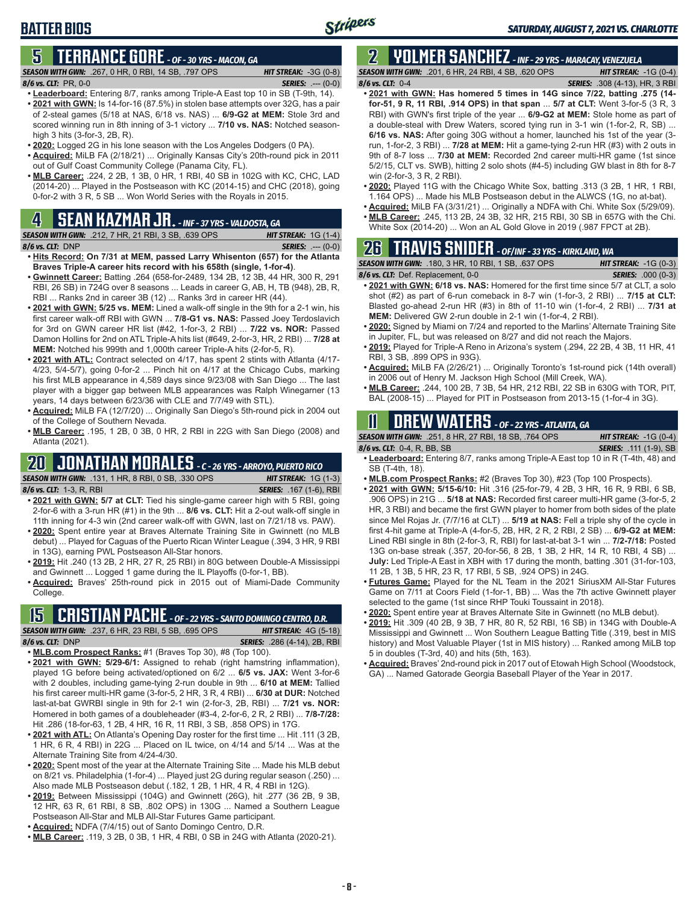## BATTER BIOS

## 5 TERRANCE GORE - OF - 30 YRS - MACON, GA

**SEASON WITH GWN:** .267, 0 HR, 0 RBI, 14 SB, .797 OPS **HIT STREAK:** -3G (0-8)
**8/6 vs. CLT:** PR, 0-0 **SERIES:** .--- (0-0)

- **Leaderboard:** Entering 8/7, ranks among Triple-A East top 10 in SB (T-9th, 14).
- **2021 with GWN:** Is 14-for-16 (87.5%) in stolen base attempts over 32G, has a pair of 2-steal games (5/18 at NAS, 6/18 vs. NAS) ... **6/9-G2 at MEM:** Stole 3rd and scored winning run in 8th inning of 3-1 victory ... **7/10 vs. NAS:** Notched season-high 3 hits (3-for-3, 2B, R).
- **2020:** Logged 2G in his lone season with the Los Angeles Dodgers (0 PA).
- **Acquired:** MiLB FA (2/18/21) ... Originally Kansas City's 20th-round pick in 2011 out of Gulf Coast Community College (Panama City, FL).
- **MLB Career:** .224, 2 2B, 1 3B, 0 HR, 1 RBI, 40 SB in 102G with KC, CHC, LAD (2014-20) ... Played in the Postseason with KC (2014-15) and CHC (2018), going 0-for-2 with 3 R, 5 SB ... Won World Series with the Royals in 2015.

## 4 SEAN KAZMAR JR. - INF - 37 YRS - VALDOSTA, GA

**SEASON WITH GWN:** .212, 7 HR, 21 RBI, 3 SB, .639 OPS **HIT STREAK:** 1G (1-4)
**8/6 vs. CLT:** DNP **SERIES:** .--- (0-0)

- **Hits Record: On 7/31 at MEM, passed Larry Whisenton (657) for the Atlanta Braves Triple-A career hits record with his 658th (single, 1-for-4)**.
- **Gwinnett Career:** Batting .264 (658-for-2489, 134 2B, 12 3B, 44 HR, 300 R, 291 RBI, 26 SB) in 724G over 8 seasons ... Leads in career G, AB, H, TB (948), 2B, R, RBI ... Ranks 2nd in career 3B (12) ... Ranks 3rd in career HR (44).
- **2021 with GWN: 5/25 vs. MEM:** Lined a walk-off single in the 9th for a 2-1 win, his first career walk-off RBI with GWN ... **7/8-G1 vs. NAS:** Passed Joey Terdoslavich for 3rd on GWN career HR list (#42, 1-for-3, 2 RBI) ... **7/22 vs. NOR:** Passed Damon Hollins for 2nd on ATL Triple-A hits list (#649, 2-for-3, HR, 2 RBI) ... **7/28 at MEM:** Notched his 999th and 1,000th career Triple-A hits (2-for-5, R).
- **2021 with ATL:** Contract selected on 4/17, has spent 2 stints with Atlanta (4/17-4/23, 5/4-5/7), going 0-for-2 ... Pinch hit on 4/17 at the Chicago Cubs, marking his first MLB appearance in 4,589 days since 9/23/08 with San Diego ... The last player with a bigger gap between MLB appearances was Ralph Winegarner (13 years, 14 days between 6/23/36 with CLE and 7/7/49 with STL).
- **Acquired:** MiLB FA (12/7/20) ... Originally San Diego's 5th-round pick in 2004 out of the College of Southern Nevada.
- **MLB Career:** .195, 1 2B, 0 3B, 0 HR, 2 RBI in 22G with San Diego (2008) and Atlanta (2021).

## 20 JONATHAN MORALES - C - 26 YRS - ARROYO, PUERTO RICO

**SEASON WITH GWN:** .131, 1 HR, 8 RBI, 0 SB, .330 OPS **HIT STREAK:** 1G (1-3)
**8/6 vs. CLT:** 1-3, R, RBI **SERIES:** .167 (1-6), RBI

- **2021 with GWN: 5/7 at CLT:** Tied his single-game career high with 5 RBI, going 2-for-6 with a 3-run HR (#1) in the 9th ... **8/6 vs. CLT:** Hit a 2-out walk-off single in 11th inning for 4-3 win (2nd career walk-off with GWN, last on 7/21/18 vs. PAW).
- **2020:** Spent entire year at Braves Alternate Training Site in Gwinnett (no MLB debut) ... Played for Caguas of the Puerto Rican Winter League (.394, 3 HR, 9 RBI in 13G), earning PWL Postseason All-Star honors.
- **2019:** Hit .240 (13 2B, 2 HR, 27 R, 25 RBI) in 80G between Double-A Mississippi and Gwinnett ... Logged 1 game during the IL Playoffs (0-for-1, BB).
- **Acquired:** Braves' 25th-round pick in 2015 out of Miami-Dade Community College.

## 15 CRISTIAN PACHE - OF - 22 YRS - SANTO DOMINGO CENTRO, D.R.

**SEASON WITH GWN:** .237, 6 HR, 23 RBI, 5 SB, .695 OPS **HIT STREAK:** 4G (5-18)
**8/6 vs. CLT:** DNP **SERIES:** .286 (4-14), 2B, RBI

- **MLB.com Prospect Ranks:** #1 (Braves Top 30), #8 (Top 100).
- **2021 with GWN: 5/29-6/1:** Assigned to rehab (right hamstring inflammation), played 1G before being activated/optioned on 6/2 ... **6/5 vs. JAX:** Went 3-for-6 with 2 doubles, including game-tying 2-run double in 9th ... **6/10 at MEM:** Tallied his first career multi-HR game (3-for-5, 2 HR, 3 R, 4 RBI) ... **6/30 at DUR:** Notched last-at-bat GWRBI single in 9th for 2-1 win (2-for-3, 2B, RBI) ... **7/21 vs. NOR:** Homered in both games of a doubleheader (#3-4, 2-for-6, 2 R, 2 RBI) ... **7/8-7/28:** Hit .286 (18-for-63, 1 2B, 4 HR, 16 R, 11 RBI, 3 SB, .858 OPS) in 17G.
- **2021 with ATL:** On Atlanta's Opening Day roster for the first time ... Hit .111 (3 2B, 1 HR, 6 R, 4 RBI) in 22G ... Placed on IL twice, on 4/14 and 5/14 ... Was at the Alternate Training Site from 4/24-4/30.
- **2020:** Spent most of the year at the Alternate Training Site ... Made his MLB debut on 8/21 vs. Philadelphia (1-for-4) ... Played just 2G during regular season (.250) ... Also made MLB Postseason debut (.182, 1 2B, 1 HR, 4 R, 4 RBI in 12G).
- **2019:** Between Mississippi (104G) and Gwinnett (26G), hit .277 (36 2B, 9 3B, 12 HR, 63 R, 61 RBI, 8 SB, .802 OPS) in 130G ... Named a Southern League Postseason All-Star and MLB All-Star Futures Game participant.
- **Acquired:** NDFA (7/4/15) out of Santo Domingo Centro, D.R.
- **MLB Career:** .119, 3 2B, 0 3B, 1 HR, 4 RBI, 0 SB in 24G with Atlanta (2020-21).

## 2 YOLMER SANCHEZ - INF - 29 YRS - MARACAY, VENEZUELA

**SEASON WITH GWN:** .201, 6 HR, 24 RBI, 4 SB, .620 OPS **HIT STREAK:** -1G (0-4)
**8/6 vs. CLT:** 0-4 **SERIES:** .308 (4-13), HR, 3 RBI

- **2021 with GWN: Has homered 5 times in 14G since 7/22, batting .275 (14-for-51, 9 R, 11 RBI, .914 OPS) in that span** ... **5/7 at CLT:** Went 3-for-5 (3 R, 3 RBI) with GWN's first triple of the year ... **6/9-G2 at MEM:** Stole home as part of a double-steal with Drew Waters, scored tying run in 3-1 win (1-for-2, R, SB) ... **6/16 vs. NAS:** After going 30G without a homer, launched his 1st of the year (3-run, 1-for-2, 3 RBI) ... **7/28 at MEM:** Hit a game-tying 2-run HR (#3) with 2 outs in 9th of 8-7 loss ... **7/30 at MEM:** Recorded 2nd career multi-HR game (1st since 5/2/15, CLT vs. SWB), hitting 2 solo shots (#4-5) including GW blast in 8th for 8-7 win (2-for-3, 3 R, 2 RBI).
- **2020:** Played 11G with the Chicago White Sox, batting .313 (3 2B, 1 HR, 1 RBI, 1.164 OPS) ... Made his MLB Postseason debut in the ALWCS (1G, no at-bat).
- **Acquired:** MiLB FA (3/31/21) ... Originally a NDFA with Chi. White Sox (5/29/09).
- **MLB Career:** .245, 113 2B, 24 3B, 32 HR, 215 RBI, 30 SB in 657G with the Chi. White Sox (2014-20) ... Won an AL Gold Glove in 2019 (.987 FPCT at 2B).

## 26 TRAVIS SNIDER - OF/INF - 33 YRS - KIRKLAND, WA

**SEASON WITH GWN:** .180, 3 HR, 10 RBI, 1 SB, .637 OPS **HIT STREAK:** -1G (0-3)
**8/6 vs. CLT:** Def. Replacement, 0-0 **SERIES:** .000 (0-3)

- **2021 with GWN: 6/18 vs. NAS:** Homered for the first time since 5/7 at CLT, a solo shot (#2) as part of 6-run comeback in 8-7 win (1-for-3, 2 RBI) ... **7/15 at CLT:** Blasted go-ahead 2-run HR (#3) in 8th of 11-10 win (1-for-4, 2 RBI) ... **7/31 at MEM:** Delivered GW 2-run double in 2-1 win (1-for-4, 2 RBI).
- **2020:** Signed by Miami on 7/24 and reported to the Marlins' Alternate Training Site in Jupiter, FL, but was released on 8/27 and did not reach the Majors.
- **2019:** Played for Triple-A Reno in Arizona's system (.294, 22 2B, 4 3B, 11 HR, 41 RBI, 3 SB, .899 OPS in 93G).
- **Acquired:** MiLB FA (2/26/21) ... Originally Toronto's 1st-round pick (14th overall) in 2006 out of Henry M. Jackson High School (Mill Creek, WA).
- **MLB Career:** .244, 100 2B, 7 3B, 54 HR, 212 RBI, 22 SB in 630G with TOR, PIT, BAL (2008-15) ... Played for PIT in Postseason from 2013-15 (1-for-4 in 3G).

## 11 DREW WATERS - OF - 22 YRS - ATLANTA, GA

**SEASON WITH GWN:** .251, 8 HR, 27 RBI, 18 SB, .764 OPS **HIT STREAK:** -1G (0-4)
**8/6 vs. CLT:** 0-4, R, BB, SB **SERIES:** .111 (1-9), SB

- **Leaderboard:** Entering 8/7, ranks among Triple-A East top 10 in R (T-4th, 48) and SB (T-4th, 18).
- **MLB.com Prospect Ranks:** #2 (Braves Top 30), #23 (Top 100 Prospects).
- **2021 with GWN: 5/15-6/10:** Hit .316 (25-for-79, 4 2B, 3 HR, 16 R, 9 RBI, 6 SB, .906 OPS) in 21G ... **5/18 at NAS:** Recorded first career multi-HR game (3-for-5, 2 HR, 3 RBI) and became the first GWN player to homer from both sides of the plate since Mel Rojas Jr. (7/7/16 at CLT) ... **5/19 at NAS:** Fell a triple shy of the cycle in first 4-hit game at Triple-A (4-for-5, 2B, HR, 2 R, 2 RBI, 2 SB) ... **6/9-G2 at MEM:** Lined RBI single in 8th (2-for-3, R, RBI) for last-at-bat 3-1 win ... **7/2-7/18:** Posted 13G on-base streak (.357, 20-for-56, 8 2B, 1 3B, 2 HR, 14 R, 10 RBI, 4 SB) ... **July:** Led Triple-A East in XBH with 17 during the month, batting .301 (31-for-103, 11 2B, 1 3B, 5 HR, 23 R, 17 RBI, 5 SB, .924 OPS) in 24G.
- **Futures Game:** Played for the NL Team in the 2021 SiriusXM All-Star Futures Game on 7/11 at Coors Field (1-for-1, BB) ... Was the 7th active Gwinnett player selected to the game (1st since RHP Touki Toussaint in 2018).
- **2020:** Spent entire year at Braves Alternate Site in Gwinnett (no MLB debut).
- **2019:** Hit .309 (40 2B, 9 3B, 7 HR, 80 R, 52 RBI, 16 SB) in 134G with Double-A Mississippi and Gwinnett ... Won Southern League Batting Title (.319, best in MIS history) and Most Valuable Player (1st in MIS history) ... Ranked among MiLB top 5 in doubles (T-3rd, 40) and hits (5th, 163).
- **Acquired:** Braves' 2nd-round pick in 2017 out of Etowah High School (Woodstock, GA) ... Named Gatorade Georgia Baseball Player of the Year in 2017.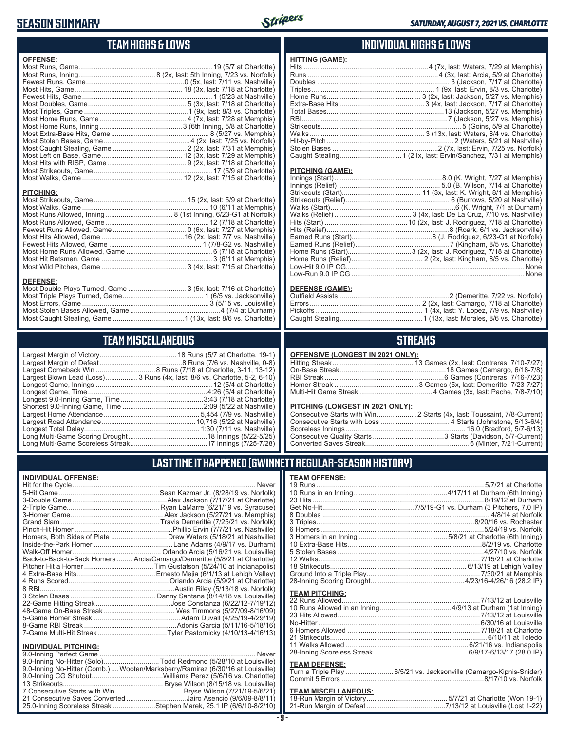# SEASON SUMMARY

*SATURDAY, AUGUST 7, 2021 VS. CHARLOTTE*

## TEAM HIGHS & LOWS

**OFFENSE:**

| | |
|---|---|
| Most Runs, Game | 19 (5/7 at Charlotte) |
| Most Runs, Inning | 8 (2x, last: 5th Inning, 7/23 vs. Norfolk) |
| Fewest Runs, Game | 0 (5x, last: 7/11 vs. Nashville) |
| Most Hits, Game | 18 (3x, last: 7/18 at Charlotte) |
| Fewest Hits, Game | 1 (5/23 at Nashville) |
| Most Doubles, Game | 5 (3x, last: 7/18 at Charlotte) |
| Most Triples, Game | 1 (9x, last: 8/3 vs. Charlotte) |
| Most Home Runs, Game | 4 (7x, last: 7/28 at Memphis) |
| Most Home Runs, Inning | 3 (6th Inning, 5/8 at Charlotte) |
| Most Extra-Base Hits, Game | 8 (5/27 vs. Memphis) |
| Most Stolen Bases, Game | 4 (2x, last: 7/25 vs. Norfolk) |
| Most Caught Stealing, Game | 2 (2x, last: 7/31 at Memphis) |
| Most Left on Base, Game | 12 (3x, last: 7/29 at Memphis) |
| Most Hits with RISP, Game | 9 (2x, last: 7/18 at Charlotte) |
| Most Strikeouts, Game | 17 (5/9 at Charlotte) |
| Most Walks, Game | 12 (2x, last: 7/15 at Charlotte) |

**PITCHING:**

| | |
|---|---|
| Most Strikeouts, Game | 15 (2x, last: 5/9 at Charlotte) |
| Most Walks, Game | 10 (6/11 at Memphis) |
| Most Runs Allowed, Inning | 8 (1st Inning, 6/23-G1 at Norfolk) |
| Most Runs Allowed, Game | 12 (7/18 at Charlotte) |
| Fewest Runs Allowed, Game | 0 (6x, last: 7/27 at Memphis) |
| Most Hits Allowed, Game | 16 (2x, last: 7/15 vs. Nashville) |
| Fewest Hits Allowed, Game | 1 (7/8-G2 vs. Nashville) |
| Most Home Runs Allowed, Game | 6 (7/18 at Charlotte) |
| Most Hit Batsmen, Game | 3 (6/11 at Memphis) |
| Most Wild Pitches, Game | 3 (4x, last: 7/15 at Charlotte) |

**DEFENSE:**

| | |
|---|---|
| Most Double Plays Turned, Game | 3 (5x, last: 7/16 at Charlotte) |
| Most Triple Plays Turned, Game | 1 (6/5 vs. Jacksonville) |
| Most Errors, Game | 3 (5/15 vs. Louisville) |
| Most Stolen Bases Allowed, Game | 4 (7/4 at Durham) |
| Most Caught Stealing, Game | 1 (13x, last: 8/6 vs. Charlotte) |

## INDIVIDUAL HIGHS & LOWS

**HITTING (GAME):**

| | |
|---|---|
| Hits | 4 (7x, last: Waters, 7/29 at Memphis) |
| Runs | 4 (3x, last: Arcia, 5/9 at Charlotte) |
| Doubles | 3 (Jackson, 7/17 at Charlotte) |
| Triples | 1 (9x, last: Ervin, 8/3 vs. Charlotte) |
| Home Runs | 3 (2x, last: Jackson, 5/27 vs. Memphis) |
| Extra-Base Hits | 3 (4x, last: Jackson, 7/17 at Charlotte) |
| Total Bases | 13 (Jackson, 5/27 vs. Memphis) |
| RBI | 7 (Jackson, 5/27 vs. Memphis) |
| Strikeouts | 5 (Goins, 5/9 at Charlotte) |
| Walks | 3 (13x, last: Waters, 8/4 vs. Charlotte) |
| Hit-by-Pitch | 2 (Waters, 5/21 at Nashville) |
| Stolen Bases | 2 (7x, last: Ervin, 7/25 vs. Norfolk) |
| Caught Stealing | 1 (21x, last: Ervin/Sanchez, 7/31 at Memphis) |

**PITCHING (GAME):**

| | |
|---|---|
| Innings (Start) | 8.0 (K. Wright, 7/27 at Memphis) |
| Innings (Relief) | 5.0 (B. Wilson, 7/14 at Charlotte) |
| Strikeouts (Start) | 11 (3x, last: K. Wright, 8/1 at Memphis) |
| Strikeouts (Relief) | 6 (Burrows, 5/20 at Nashville) |
| Walks (Start) | 6 (K. Wright, 7/1 at Durham) |
| Walks (Relief) | 3 (4x, last: De La Cruz, 7/10 vs. Nashville) |
| Hits (Start) | 10 (2x, last: J. Rodriguez, 7/18 at Charlotte) |
| Hits (Relief) | 8 (Roark, 6/1 vs. Jacksonville) |
| Earned Runs (Start) | 8 (J. Rodriguez, 6/23-G1 at Norfolk) |
| Earned Runs (Relief) | 7 (Kingham, 8/5 vs. Charlotte) |
| Home Runs (Start) | 3 (2x, last: J. Rodriguez, 7/18 at Charlotte) |
| Home Runs (Relief) | 2 (2x, last: Kingham, 8/5 vs. Charlotte) |
| Low-Hit 9.0 IP CG | None |
| Low-Run 9.0 IP CG | None |

**DEFENSE (GAME):**

| | |
|---|---|
| Outfield Assists | 2 (Demeritte, 7/22 vs. Norfolk) |
| Errors | 2 (2x, last: Camargo, 7/18 at Charlotte) |
| Pickoffs | 1 (4x, last: Y. Lopez, 7/9 vs. Nashville) |
| Caught Stealing | 1 (13x, last: Morales, 8/6 vs. Charlotte) |

## TEAM MISCELLANEOUS

| | |
|---|---|
| Largest Margin of Victory | 18 Runs (5/7 at Charlotte, 19-1) |
| Largest Margin of Defeat | 8 Runs (7/6 vs. Nashville, 0-8) |
| Largest Comeback Win | 8 Runs (7/18 at Charlotte, 3-11, 13-12) |
| Largest Blown Lead (Loss) | 3 Runs (4x, last: 8/6 vs. Charlotte, 5-2, 6-10) |
| Longest Game, Innings | 12 (5/4 at Charlotte) |
| Longest Game, Time | 4:26 (5/4 at Charlotte) |
| Longest 9.0-Inning Game, Time | 3:43 (7/18 at Charlotte) |
| Shortest 9.0-Inning Game, Time | 2:09 (5/22 at Nashville) |
| Largest Home Attendance | 5,454 (7/9 vs. Nashville) |
| Largest Road Attendance | 10,716 (5/22 at Nashville) |
| Longest Total Delay | 1:30 (7/11 vs. Nashville) |
| Long Multi-Game Scoring Drought | 18 Innings (5/22-5/25) |
| Long Multi-Game Scoreless Streak | 17 Innings (7/25-7/28) |

## STREAKS

**OFFENSIVE (LONGEST IN 2021 ONLY):**

| | |
|---|---|
| Hitting Streak | 13 Games (2x, last: Contreras, 7/10-7/27) |
| On-Base Streak | 18 Games (Camargo, 6/18-7/8) |
| RBI Streak | 6 Games (Contreras, 7/16-7/23) |
| Homer Streak | 3 Games (5x, last: Demeritte, 7/23-7/27) |
| Multi-Hit Game Streak | 4 Games (3x, last: Pache, 7/8-7/10) |

**PITCHING (LONGEST IN 2021 ONLY):**

| | |
|---|---|
| Consecutive Starts with Win | 2 Starts (4x, last: Toussaint, 7/8-Current) |
| Consecutive Starts with Loss | 4 Starts (Johnstone, 5/13-6/4) |
| Scoreless Innings | 16.0 (Bradford, 5/7-6/13) |
| Consecutive Quality Starts | 3 Starts (Davidson, 5/7-Current) |
| Converted Saves Streak | 6 (Minter, 7/21-Current) |

## LAST TIME IT HAPPENED (GWINNETT REGULAR-SEASON HISTORY)

**INDIVIDUAL OFFENSE:**

| | |
|---|---|
| Hit for the Cycle | Never |
| 5-Hit Game | Sean Kazmar Jr. (8/28/19 vs. Norfolk) |
| 3-Double Game | Alex Jackson (7/17/21 at Charlotte) |
| 2-Triple Game | Ryan LaMarre (6/21/19 vs. Syracuse) |
| 3-Homer Game | Alex Jackson (5/27/21 vs. Memphis) |
| Grand Slam | Travis Demeritte (7/25/21 vs. Norfolk) |
| Pinch-Hit Homer | Phillip Ervin (7/7/21 vs. Nashville) |
| Homers, Both Sides of Plate | Drew Waters (5/18/21 at Nashville) |
| Inside-the-Park Homer | Lane Adams (4/9/17 vs. Durham) |
| Walk-Off Homer | Orlando Arcia (5/16/21 vs. Louisville) |
| Back-to-Back-to-Back Homers | Arcia/Camargo/Demeritte (5/8/21 at Charlotte) |
| Pitcher Hit a Homer | Tim Gustafson (5/24/10 at Indianapolis) |
| 4 Extra-Base Hits | Ernesto Mejia (6/1/13 at Lehigh Valley) |
| 4 Runs Scored | Orlando Arcia (5/9/21 at Charlotte) |
| 8 RBI | Austin Riley (5/13/18 vs. Norfolk) |
| 3 Stolen Bases | Danny Santana (8/14/18 vs. Louisville) |
| 22-Game Hitting Streak | Jose Constanza (6/22/12-7/19/12) |
| 48-Game On-Base Streak | Wes Timmons (5/27/09-8/16/09) |
| 5-Game Homer Streak | Adam Duvall (4/25/19-4/29/19) |
| 8-Game RBI Streak | Adonis Garcia (5/11/16-5/18/16) |
| 7-Game Multi-Hit Streak | Tyler Pastornicky (4/10/13-4/16/13) |

**INDIVIDUAL PITCHING:**

| | |
|---|---|
| 9.0-Inning Perfect Game | Never |
| 9.0-Inning No-Hitter (Solo) | Todd Redmond (5/28/10 at Louisville) |
| 9.0-Inning No-Hitter (Comb.) | Wooten/Marksberry/Ramirez (6/30/16 at Louisville) |
| 9.0-Inning CG Shutout | Williams Perez (5/6/16 vs. Charlotte) |
| 13 Strikeouts | Bryse Wilson (8/15/18 vs. Louisville) |
| 7 Consecutive Starts with Win | Bryse Wilson (7/21/19-5/6/21) |
| 21 Consecutive Saves Converted | Jairo Asencio (9/6/09-8/8/11) |
| 25.0-Inning Scoreless Streak | Stephen Marek, 25.1 IP (6/6/10-8/2/10) |

**TEAM OFFENSE:**

| | |
|---|---|
| 19 Runs | 5/7/21 at Charlotte |
| 10 Runs in an Inning | 4/17/11 at Durham (6th Inning) |
| 23 Hits | 8/19/12 at Durham |
| Get No-Hit | 7/5/19-G1 vs. Durham (3 Pitchers, 7.0 IP) |
| 8 Doubles | 4/8/14 at Norfolk |
| 3 Triples | 8/20/16 vs. Rochester |
| 6 Homers | 5/24/19 vs. Norfolk |
| 3 Homers in an Inning | 5/8/21 at Charlotte (6th Inning) |
| 10 Extra-Base Hits | 8/2/19 vs. Charlotte |
| 5 Stolen Bases | 4/27/10 vs. Norfolk |
| 12 Walks | 7/15/21 at Charlotte |
| 18 Strikeouts | 6/13/19 at Lehigh Valley |
| Ground Into a Triple Play | 7/30/21 at Memphis |
| 28-Inning Scoring Drought | 4/23/16-4/26/16 (28.2 IP) |

**TEAM PITCHING:**

| | |
|---|---|
| 22 Runs Allowed | 7/13/12 at Louisville |
| 10 Runs Allowed in an Inning | 4/9/13 at Durham (1st Inning) |
| 23 Hits Allowed | 7/13/12 at Louisville |
| No-Hitter | 6/30/16 at Louisville |
| 6 Homers Allowed | 7/18/21 at Charlotte |
| 21 Strikeouts | 6/10/11 at Toledo |
| 11 Walks Allowed | 6/21/16 vs. Indianapolis |
| 28-Inning Scoreless Streak | 6/9/17-6/13/17 (28.0 IP) |

**TEAM DEFENSE:**

| | |
|---|---|
| Turn a Triple Play | 6/5/21 vs. Jacksonville (Camargo-Kipnis-Snider) |
| Commit 5 Errors | 8/17/10 vs. Norfolk |

**TEAM MISCELLANEOUS:**

| | |
|---|---|
| 18-Run Margin of Victory | 5/7/21 at Charlotte (Won 19-1) |
| 21-Run Margin of Defeat | 7/13/12 at Louisville (Lost 1-22) |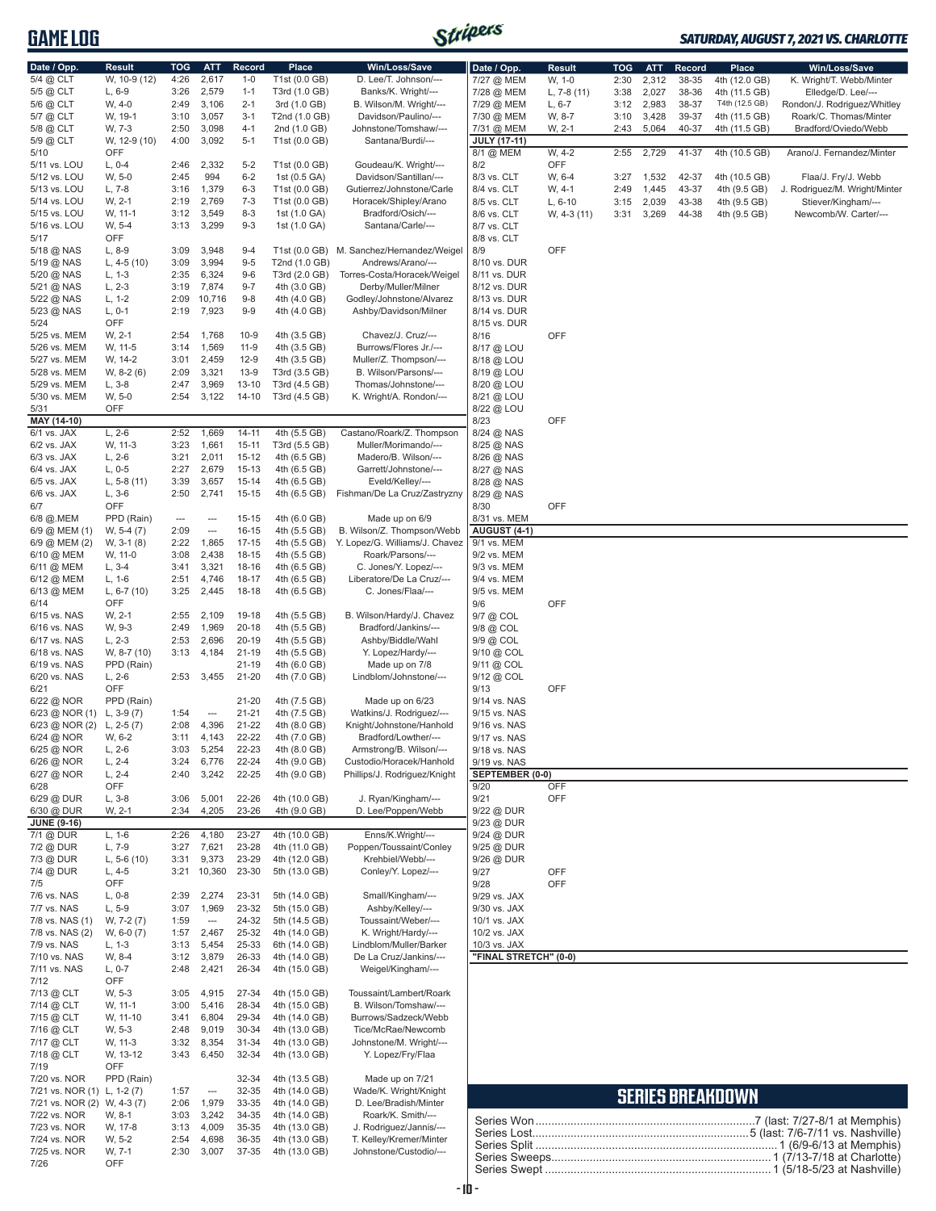## GAME LOG

*SATURDAY, AUGUST 7, 2021 VS. CHARLOTTE*

| Date / Opp. | Result | TOG | ATT | Record | Place | Win/Loss/Save |
|---|---|---|---|---|---|---|
| 5/4 @ CLT | W, 10-9 (12) | 4:26 | 2,617 | 1-0 | T1st (0.0 GB) | D. Lee/T. Johnson/--- |
| 5/5 @ CLT | L, 6-9 | 3:26 | 2,579 | 1-1 | T3rd (1.0 GB) | Banks/K. Wright/--- |
| 5/6 @ CLT | W, 4-0 | 2:49 | 3,106 | 2-1 | 3rd (1.0 GB) | B. Wilson/M. Wright/--- |
| 5/7 @ CLT | W, 19-1 | 3:10 | 3,057 | 3-1 | T2nd (1.0 GB) | Davidson/Paulino/--- |
| 5/8 @ CLT | W, 7-3 | 2:50 | 3,098 | 4-1 | 2nd (1.0 GB) | Johnstone/Tomshaw/--- |
| 5/9 @ CLT | W, 12-9 (10) | 4:00 | 3,092 | 5-1 | T1st (0.0 GB) | Santana/Burdi/--- |
| 5/10 | OFF | | | | | |
| 5/11 vs. LOU | L, 0-4 | 2:46 | 2,332 | 5-2 | T1st (0.0 GB) | Goudeau/K. Wright/--- |
| 5/12 vs. LOU | W, 5-0 | 2:45 | 994 | 6-2 | 1st (0.5 GA) | Davidson/Santillan/--- |
| 5/13 vs. LOU | L, 7-8 | 3:16 | 1,379 | 6-3 | T1st (0.0 GB) | Gutierrez/Johnstone/Carle |
| 5/14 vs. LOU | W, 2-1 | 2:19 | 2,769 | 7-3 | T1st (0.0 GB) | Horacek/Shipley/Arano |
| 5/15 vs. LOU | W, 11-1 | 3:12 | 3,549 | 8-3 | 1st (1.0 GA) | Bradford/Osich/--- |
| 5/16 vs. LOU | W, 5-4 | 3:13 | 3,299 | 9-3 | 1st (1.0 GA) | Santana/Carle/--- |
| 5/17 | OFF | | | | | |
| 5/18 @ NAS | L, 8-9 | 3:09 | 3,948 | 9-4 | T1st (0.0 GB) | M. Sanchez/Hernandez/Weigel |
| 5/19 @ NAS | L, 4-5 (10) | 3:09 | 3,994 | 9-5 | T2nd (1.0 GB) | Andrews/Arano/--- |
| 5/20 @ NAS | L, 1-3 | 2:35 | 6,324 | 9-6 | T3rd (2.0 GB) | Torres-Costa/Horacek/Weigel |
| 5/21 @ NAS | L, 2-3 | 3:19 | 7,874 | 9-7 | 4th (3.0 GB) | Derby/Muller/Milner |
| 5/22 @ NAS | L, 1-2 | 2:09 | 10,716 | 9-8 | 4th (4.0 GB) | Godley/Johnstone/Alvarez |
| 5/23 @ NAS | L, 0-1 | 2:19 | 7,923 | 9-9 | 4th (4.0 GB) | Ashby/Davidson/Milner |
| 5/24 | OFF | | | | | |
| 5/25 vs. MEM | W, 2-1 | 2:54 | 1,768 | 10-9 | 4th (3.5 GB) | Chavez/J. Cruz/--- |
| 5/26 vs. MEM | W, 11-5 | 3:14 | 1,569 | 11-9 | 4th (3.5 GB) | Burrows/Flores Jr./--- |
| 5/27 vs. MEM | W, 14-2 | 3:01 | 2,459 | 12-9 | 4th (3.5 GB) | Muller/Z. Thompson/--- |
| 5/28 vs. MEM | W, 8-2 (6) | 2:09 | 3,321 | 13-9 | T3rd (3.5 GB) | B. Wilson/Parsons/--- |
| 5/29 vs. MEM | L, 3-8 | 2:47 | 3,969 | 13-10 | T3rd (4.5 GB) | Thomas/Johnstone/--- |
| 5/30 vs. MEM | W, 5-0 | 2:54 | 3,122 | 14-10 | T3rd (4.5 GB) | K. Wright/A. Rondon/--- |
| 5/31 | OFF | | | | | |
| **MAY (14-10)** | | | | | | |
| 6/1 vs. JAX | L, 2-6 | 2:52 | 1,669 | 14-11 | 4th (5.5 GB) | Castano/Roark/Z. Thompson |
| 6/2 vs. JAX | W, 11-3 | 3:23 | 1,661 | 15-11 | T3rd (5.5 GB) | Muller/Morimando/--- |
| 6/3 vs. JAX | L, 2-6 | 3:21 | 2,011 | 15-12 | 4th (6.5 GB) | Madero/B. Wilson/--- |
| 6/4 vs. JAX | L, 0-5 | 2:27 | 2,679 | 15-13 | 4th (6.5 GB) | Garrett/Johnstone/--- |
| 6/5 vs. JAX | L, 5-8 (11) | 3:39 | 3,657 | 15-14 | 4th (6.5 GB) | Eveld/Kelley/--- |
| 6/6 vs. JAX | L, 3-6 | 2:50 | 2,741 | 15-15 | 4th (6.5 GB) | Fishman/De La Cruz/Zastryzny |
| 6/7 | OFF | | | | | |
| 6/8 @ MEM | PPD (Rain) | --- | --- | 15-15 | 4th (6.0 GB) | Made up on 6/9 |
| 6/9 @ MEM (1) | W, 5-4 (7) | 2:09 | --- | 16-15 | 4th (5.5 GB) | B. Wilson/Z. Thompson/Webb |
| 6/9 @ MEM (2) | W, 3-1 (8) | 2:22 | 1,865 | 17-15 | 4th (5.5 GB) | Y. Lopez/G. Williams/J. Chavez |
| 6/10 @ MEM | W, 11-0 | 3:08 | 2,438 | 18-15 | 4th (5.5 GB) | Roark/Parsons/--- |
| 6/11 @ MEM | L, 3-4 | 3:41 | 3,321 | 18-16 | 4th (6.5 GB) | C. Jones/Y. Lopez/--- |
| 6/12 @ MEM | L, 1-6 | 2:51 | 4,746 | 18-17 | 4th (6.5 GB) | Liberatore/De La Cruz/--- |
| 6/13 @ MEM | L, 6-7 (10) | 3:25 | 2,445 | 18-18 | 4th (6.5 GB) | C. Jones/Flaa/--- |
| 6/14 | OFF | | | | | |
| 6/15 vs. NAS | W, 2-1 | 2:55 | 2,109 | 19-18 | 4th (5.5 GB) | B. Wilson/Hardy/J. Chavez |
| 6/16 vs. NAS | W, 9-3 | 2:49 | 1,969 | 20-18 | 4th (5.5 GB) | Bradford/Jankins/--- |
| 6/17 vs. NAS | L, 2-3 | 2:53 | 2,696 | 20-19 | 4th (5.5 GB) | Ashby/Biddle/Wahl |
| 6/18 vs. NAS | W, 8-7 (10) | 3:13 | 4,184 | 21-19 | 4th (5.5 GB) | Y. Lopez/Hardy/--- |
| 6/19 vs. NAS | PPD (Rain) | | | 21-19 | 4th (6.0 GB) | Made up on 7/8 |
| 6/20 vs. NAS | L, 2-6 | 2:53 | 3,455 | 21-20 | 4th (7.0 GB) | Lindblom/Johnstone/--- |
| 6/21 | OFF | | | | | |
| 6/22 @ NOR | PPD (Rain) | | | 21-20 | 4th (7.5 GB) | Made up on 6/23 |
| 6/23 @ NOR (1) | L, 3-9 (7) | 1:54 | --- | 21-21 | 4th (7.5 GB) | Watkins/J. Rodriguez/--- |
| 6/23 @ NOR (2) | L, 2-5 (7) | 2:08 | 4,396 | 21-22 | 4th (8.0 GB) | Knight/Johnstone/Hanhold |
| 6/24 @ NOR | W, 6-2 | 3:11 | 4,143 | 22-22 | 4th (7.0 GB) | Bradford/Lowther/--- |
| 6/25 @ NOR | L, 2-6 | 3:03 | 5,254 | 22-23 | 4th (8.0 GB) | Armstrong/B. Wilson/--- |
| 6/26 @ NOR | L, 2-4 | 3:24 | 6,776 | 22-24 | 4th (9.0 GB) | Custodio/Horacek/Hanhold |
| 6/27 @ NOR | L, 2-4 | 2:40 | 3,242 | 22-25 | 4th (9.0 GB) | Phillips/J. Rodriguez/Knight |
| 6/28 | OFF | | | | | |
| 6/29 @ DUR | L, 3-8 | 3:06 | 5,001 | 22-26 | 4th (10.0 GB) | J. Ryan/Kingham/--- |
| 6/30 @ DUR | W, 2-1 | 2:34 | 4,205 | 23-26 | 4th (9.0 GB) | D. Lee/Poppen/Webb |
| **JUNE (9-16)** | | | | | | |
| 7/1 @ DUR | L, 1-6 | 2:26 | 4,180 | 23-27 | 4th (10.0 GB) | Enns/K.Wright/--- |
| 7/2 @ DUR | L, 7-9 | 3:27 | 7,621 | 23-28 | 4th (11.0 GB) | Poppen/Toussaint/Conley |
| 7/3 @ DUR | L, 5-6 (10) | 3:31 | 9,373 | 23-29 | 4th (12.0 GB) | Krehbiel/Webb/--- |
| 7/4 @ DUR | L, 4-5 | 3:21 | 10,360 | 23-30 | 5th (13.0 GB) | Conley/Y. Lopez/--- |
| 7/5 | OFF | | | | | |
| 7/6 vs. NAS | L, 0-8 | 2:39 | 2,274 | 23-31 | 5th (14.0 GB) | Small/Kingham/--- |
| 7/7 vs. NAS | L, 5-9 | 3:07 | 1,969 | 23-32 | 5th (15.0 GB) | Ashby/Kelley/--- |
| 7/8 vs. NAS (1) | W, 7-2 (7) | 1:59 | --- | 24-32 | 5th (14.5 GB) | Toussaint/Weber/--- |
| 7/8 vs. NAS (2) | W, 6-0 (7) | 1:57 | 2,467 | 25-32 | 4th (14.0 GB) | K. Wright/Hardy/--- |
| 7/9 vs. NAS | L, 1-3 | 3:13 | 5,454 | 25-33 | 6th (14.0 GB) | Lindblom/Muller/Barker |
| 7/10 vs. NAS | W, 8-4 | 3:12 | 3,879 | 26-33 | 4th (14.0 GB) | De La Cruz/Jankins/--- |
| 7/11 vs. NAS | L, 0-7 | 2:48 | 2,421 | 26-34 | 4th (15.0 GB) | Weigel/Kingham/--- |
| 7/12 | OFF | | | | | |
| 7/13 @ CLT | W, 5-3 | 3:05 | 4,915 | 27-34 | 4th (15.0 GB) | Toussaint/Lambert/Roark |
| 7/14 @ CLT | W, 11-1 | 3:00 | 5,416 | 28-34 | 4th (15.0 GB) | B. Wilson/Tomshaw/--- |
| 7/15 @ CLT | W, 11-10 | 3:41 | 6,804 | 29-34 | 4th (14.0 GB) | Burrows/Sadzeck/Webb |
| 7/16 @ CLT | W, 5-3 | 2:48 | 9,019 | 30-34 | 4th (13.0 GB) | Tice/McRae/Newcomb |
| 7/17 @ CLT | W, 11-3 | 3:32 | 8,354 | 31-34 | 4th (13.0 GB) | Johnstone/M. Wright/--- |
| 7/18 @ CLT | W, 13-12 | 3:43 | 6,450 | 32-34 | 4th (13.0 GB) | Y. Lopez/Fry/Flaa |
| 7/19 | OFF | | | | | |
| 7/20 vs. NOR | PPD (Rain) | | | 32-34 | 4th (13.5 GB) | Made up on 7/21 |
| 7/21 vs. NOR (1) | L, 1-2 (7) | 1:57 | --- | 32-35 | 4th (14.0 GB) | Wade/K. Wright/Knight |
| 7/21 vs. NOR (2) | W, 4-3 (7) | 2:06 | 1,979 | 33-35 | 4th (14.0 GB) | D. Lee/Bradish/Minter |
| 7/22 vs. NOR | W, 8-1 | 3:03 | 3,242 | 34-35 | 4th (14.0 GB) | Roark/K. Smith/--- |
| 7/23 vs. NOR | W, 17-8 | 3:13 | 4,009 | 35-35 | 4th (13.0 GB) | J. Rodriguez/Jannis/--- |
| 7/24 vs. NOR | W, 5-2 | 2:54 | 4,698 | 36-35 | 4th (13.0 GB) | T. Kelley/Kremer/Minter |
| 7/25 vs. NOR | W, 7-1 | 2:30 | 3,007 | 37-35 | 4th (13.0 GB) | Johnstone/Custodio/--- |
| 7/26 | OFF | | | | | |
| 7/27 @ MEM | W, 1-0 | 2:30 | 2,312 | 38-35 | 4th (12.0 GB) | K. Wright/T. Webb/Minter |
| 7/28 @ MEM | L, 7-8 (11) | 3:38 | 2,027 | 38-36 | 4th (11.5 GB) | Elledge/D. Lee/--- |
| 7/29 @ MEM | L, 6-7 | 3:12 | 2,983 | 38-37 | T4th (12.5 GB) | Rondon/J. Rodriguez/Whitley |
| 7/30 @ MEM | W, 8-7 | 3:10 | 3,428 | 39-37 | 4th (11.5 GB) | Roark/C. Thomas/Minter |
| 7/31 @ MEM | W, 2-1 | 2:43 | 5,064 | 40-37 | 4th (11.5 GB) | Bradford/Oviedo/Webb |
| **JULY (17-11)** | | | | | | |
| 8/1 @ MEM | W, 4-2 | 2:55 | 2,729 | 41-37 | 4th (10.5 GB) | Arano/J. Fernandez/Minter |
| 8/2 | OFF | | | | | |
| 8/3 vs. CLT | W, 6-4 | 3:27 | 1,532 | 42-37 | 4th (10.5 GB) | Flaa/J. Fry/J. Webb |
| 8/4 vs. CLT | W, 4-1 | 2:49 | 1,445 | 43-37 | 4th (9.5 GB) | J. Rodriguez/M. Wright/Minter |
| 8/5 vs. CLT | L, 6-10 | 3:15 | 2,039 | 43-38 | 4th (9.5 GB) | Stiever/Kingham/--- |
| 8/6 vs. CLT | W, 4-3 (11) | 3:31 | 3,269 | 44-38 | 4th (9.5 GB) | Newcomb/W. Carter/--- |
| 8/7 vs. CLT | | | | | | |
| 8/8 vs. CLT | | | | | | |
| 8/9 | OFF | | | | | |
| 8/10 vs. DUR | | | | | | |
| 8/11 vs. DUR | | | | | | |
| 8/12 vs. DUR | | | | | | |
| 8/13 vs. DUR | | | | | | |
| 8/14 vs. DUR | | | | | | |
| 8/15 vs. DUR | | | | | | |
| 8/16 | OFF | | | | | |
| 8/17 @ LOU | | | | | | |
| 8/18 @ LOU | | | | | | |
| 8/19 @ LOU | | | | | | |
| 8/20 @ LOU | | | | | | |
| 8/21 @ LOU | | | | | | |
| 8/22 @ LOU | | | | | | |
| 8/23 | OFF | | | | | |
| 8/24 @ NAS | | | | | | |
| 8/25 @ NAS | | | | | | |
| 8/26 @ NAS | | | | | | |
| 8/27 @ NAS | | | | | | |
| 8/28 @ NAS | | | | | | |
| 8/29 @ NAS | | | | | | |
| 8/30 | OFF | | | | | |
| 8/31 vs. MEM | | | | | | |
| **AUGUST (4-1)** | | | | | | |
| 9/1 vs. MEM | | | | | | |
| 9/2 vs. MEM | | | | | | |
| 9/3 vs. MEM | | | | | | |
| 9/4 vs. MEM | | | | | | |
| 9/5 vs. MEM | | | | | | |
| 9/6 | OFF | | | | | |
| 9/7 @ COL | | | | | | |
| 9/8 @ COL | | | | | | |
| 9/9 @ COL | | | | | | |
| 9/10 @ COL | | | | | | |
| 9/11 @ COL | | | | | | |
| 9/12 @ COL | | | | | | |
| 9/13 | OFF | | | | | |
| 9/14 vs. NAS | | | | | | |
| 9/15 vs. NAS | | | | | | |
| 9/16 vs. NAS | | | | | | |
| 9/17 vs. NAS | | | | | | |
| 9/18 vs. NAS | | | | | | |
| 9/19 vs. NAS | | | | | | |
| **SEPTEMBER (0-0)** | | | | | | |
| 9/20 | OFF | | | | | |
| 9/21 | OFF | | | | | |
| 9/22 @ DUR | | | | | | |
| 9/23 @ DUR | | | | | | |
| 9/24 @ DUR | | | | | | |
| 9/25 @ DUR | | | | | | |
| 9/26 @ DUR | | | | | | |
| 9/27 | OFF | | | | | |
| 9/28 | OFF | | | | | |
| 9/29 vs. JAX | | | | | | |
| 9/30 vs. JAX | | | | | | |
| 10/1 vs. JAX | | | | | | |
| 10/2 vs. JAX | | | | | | |
| 10/3 vs. JAX | | | | | | |
| **"FINAL STRETCH" (0-0)** | | | | | | |

## SERIES BREAKDOWN

| | |
|---|---|
| Series Won | 7 (last: 7/27-8/1 at Memphis) |
| Series Lost | 5 (last: 7/6-7/11 vs. Nashville) |
| Series Split | 1 (6/9-6/13 at Memphis) |
| Series Sweeps | 1 (7/13-7/18 at Charlotte) |
| Series Swept | 1 (5/18-5/23 at Nashville) |